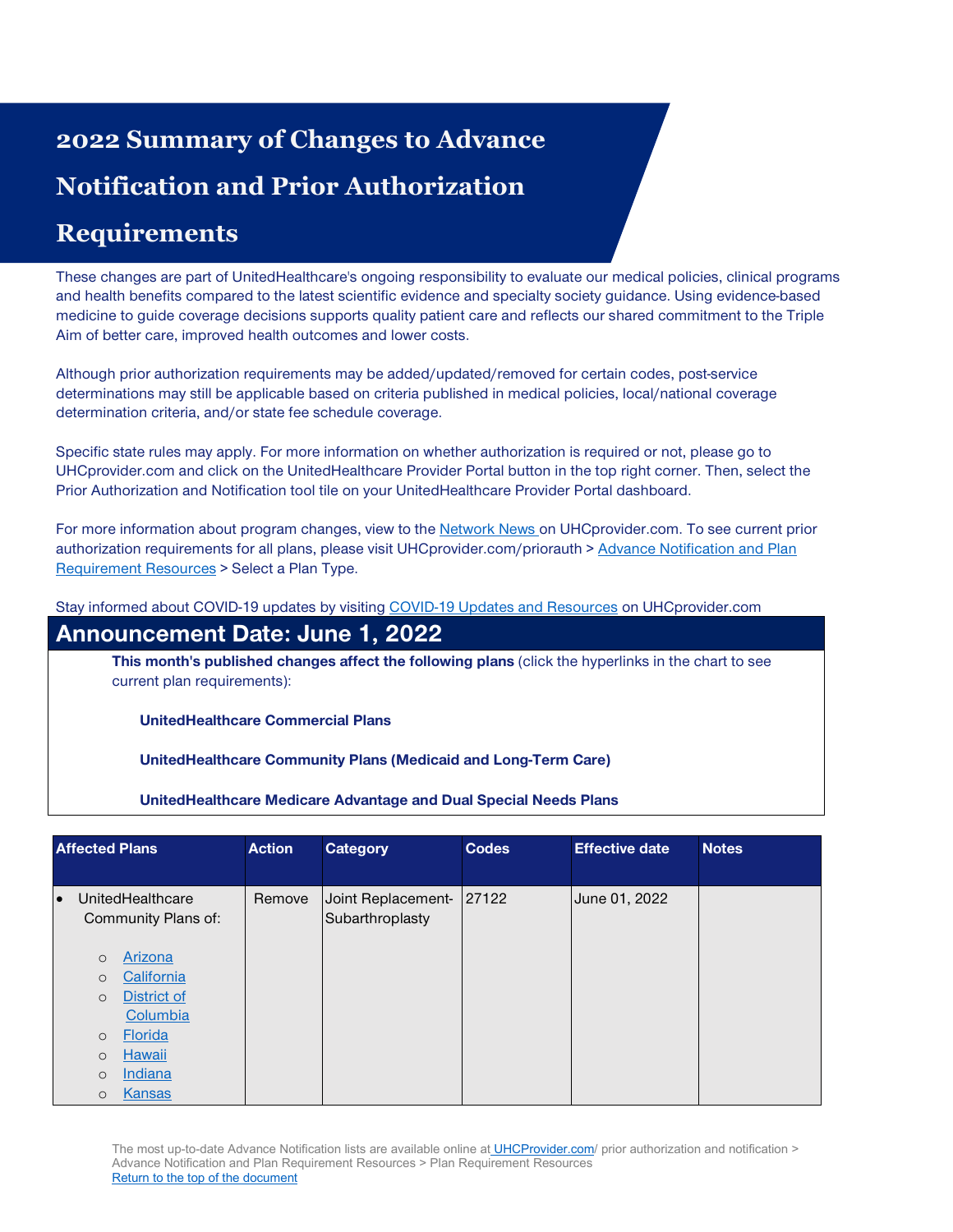# 2022 Summary of Changes to Advance Notification and Prior Authorization Requirements

These changes are part of UnitedHealthcare's ongoing responsibility to evaluate our medical policies, clinical programs and health benefits compared to the latest scientific evidence and specialty society guidance. Using evidence-based medicine to guide coverage decisions supports quality patient care and reflects our shared commitment to the Triple Aim of better care, improved health outcomes and lower costs.

Although prior authorization requirements may be added/updated/removed for certain codes, post-service determinations may still be applicable based on criteria published in medical policies, local/national coverage determination criteria, and/or state fee schedule coverage.

Specific state rules may apply. For more information on whether authorization is required or not, please go to UHCprovider.com and click on the UnitedHealthcare Provider Portal button in the top right corner. Then, select the Prior Authorization and Notification tool tile on your UnitedHealthcare Provider Portal dashboard.

For more information about program changes, view to the Network News on UHCprovider.com. To see current prior authorization requirements for all plans, please visit UHCprovider.com/priorauth > Advance Notification and Plan Requirement Resources > Select a Plan Type.

Stay informed about COVID-19 updates by visiting COVID-19 Updates and Resources on UHCprovider.com

## Announcement Date: June 1, 2022

**This month's published changes affect the following plans** (click the hyperlinks in the chart to see current plan requirements):

**UnitedHealthcare Commercial Plans**

**UnitedHealthcare Community Plans (Medicaid and Long-Term Care)**

**UnitedHealthcare Medicare Advantage and Dual Special Needs Plans**

| Affected Plans | Action | Category | Codes | Effective date | Notes |
|---|---|---|---|---|---|
| • UnitedHealthcare Community Plans of:<br>  ○ Arizona<br>  ○ California<br>  ○ District of Columbia<br>  ○ Florida<br>  ○ Hawaii<br>  ○ Indiana<br>  ○ Kansas | Remove | Joint Replacement-Subarthroplasty | 27122 | June 01, 2022 | |

The most up-to-date Advance Notification lists are available online at UHCProvider.com/ prior authorization and notification > Advance Notification and Plan Requirement Resources > Plan Requirement Resources
Return to the top of the document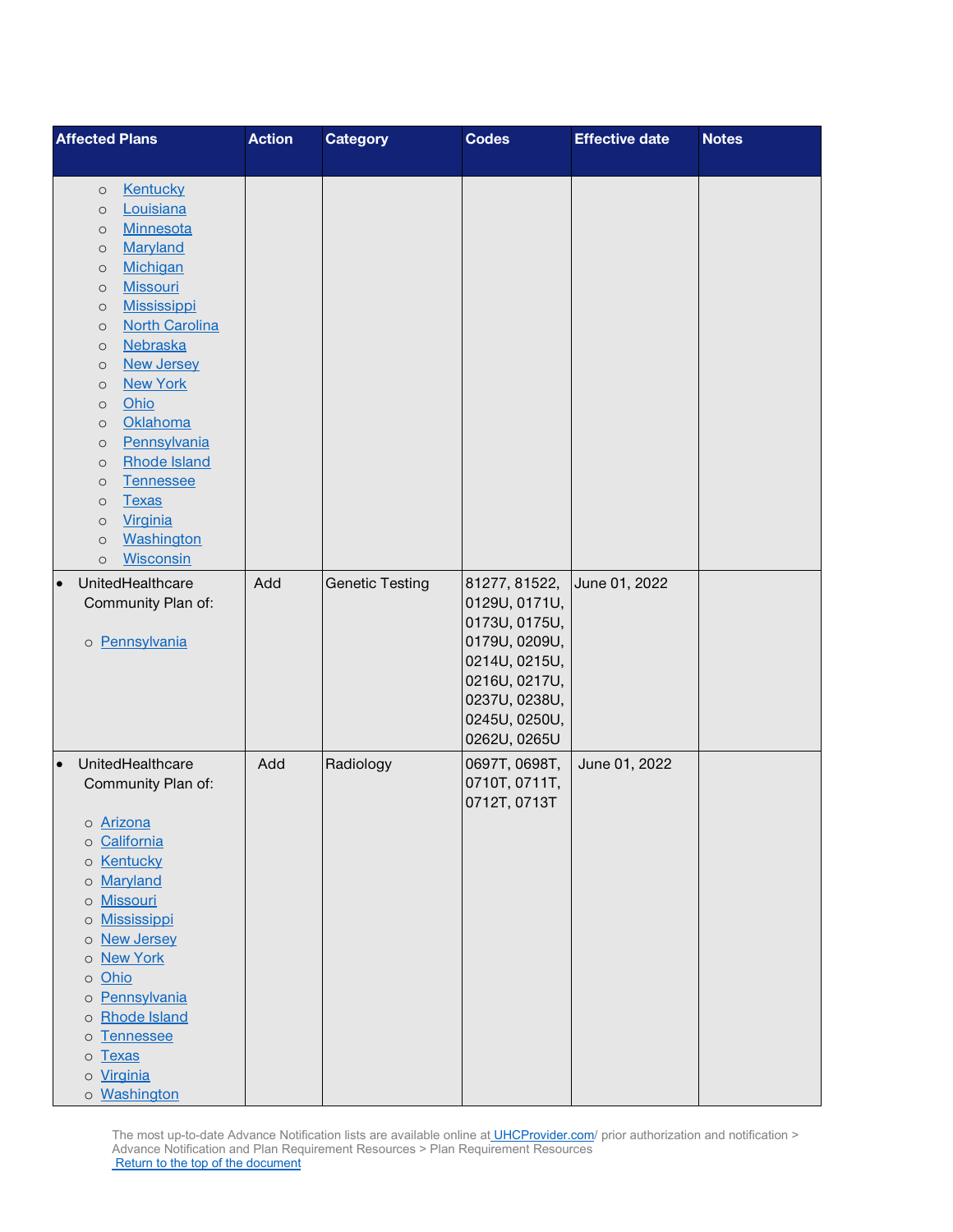| Affected Plans | Action | Category | Codes | Effective date | Notes |
|---|---|---|---|---|---|
| ○ Kentucky<br>○ Louisiana<br>○ Minnesota<br>○ Maryland<br>○ Michigan<br>○ Missouri<br>○ Mississippi<br>○ North Carolina<br>○ Nebraska<br>○ New Jersey<br>○ New York<br>○ Ohio<br>○ Oklahoma<br>○ Pennsylvania<br>○ Rhode Island<br>○ Tennessee<br>○ Texas<br>○ Virginia<br>○ Washington<br>○ Wisconsin | | | | | |
| • UnitedHealthcare Community Plan of:<br>○ Pennsylvania | Add | Genetic Testing | 81277, 81522, 0129U, 0171U, 0173U, 0175U, 0179U, 0209U, 0214U, 0215U, 0216U, 0217U, 0237U, 0238U, 0245U, 0250U, 0262U, 0265U | June 01, 2022 | |
| • UnitedHealthcare Community Plan of:<br>○ Arizona<br>○ California<br>○ Kentucky<br>○ Maryland<br>○ Missouri<br>○ Mississippi<br>○ New Jersey<br>○ New York<br>○ Ohio<br>○ Pennsylvania<br>○ Rhode Island<br>○ Tennessee<br>○ Texas<br>○ Virginia<br>○ Washington | Add | Radiology | 0697T, 0698T, 0710T, 0711T, 0712T, 0713T | June 01, 2022 | |

The most up-to-date Advance Notification lists are available online at UHCProvider.com/ prior authorization and notification > Advance Notification and Plan Requirement Resources > Plan Requirement Resources

Return to the top of the document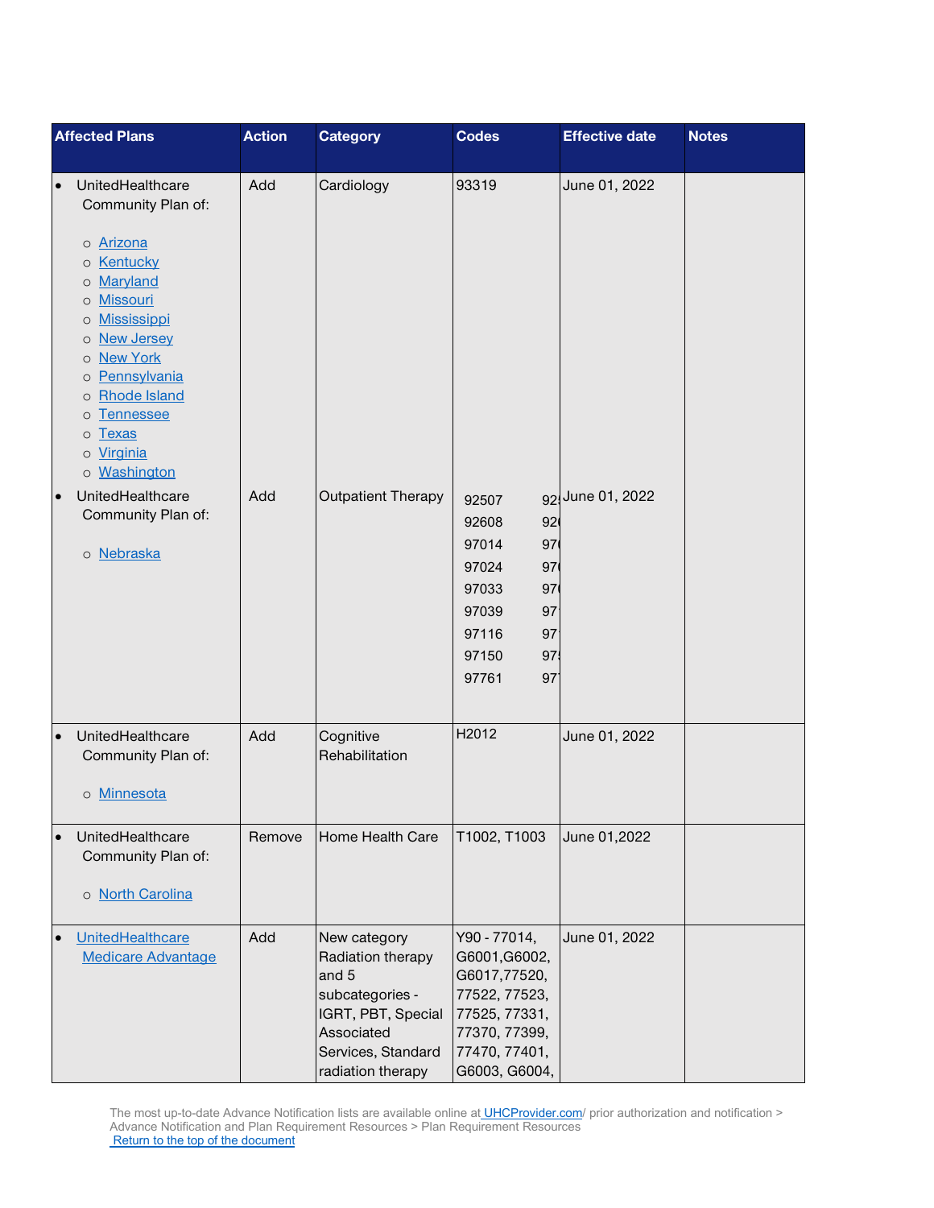| Affected Plans | Action | Category | Codes | Effective date | Notes |
|---|---|---|---|---|---|
| • UnitedHealthcare Community Plan of:<br>o Arizona<br>o Kentucky<br>o Maryland<br>o Missouri<br>o Mississippi<br>o New Jersey<br>o New York<br>o Pennsylvania<br>o Rhode Island<br>o Tennessee<br>o Texas<br>o Virginia<br>o Washington | Add | Cardiology | 93319 | June 01, 2022 | |
| • UnitedHealthcare Community Plan of:<br>o Nebraska | Add | Outpatient Therapy | 92507 92!<br>92608 92(<br>97014 97(<br>97024 97(<br>97033 97(<br>97039 97'<br>97116 97'<br>97150 97!<br>97761 97' | June 01, 2022 | |
| • UnitedHealthcare Community Plan of:<br>o Minnesota | Add | Cognitive Rehabilitation | H2012 | June 01, 2022 | |
| • UnitedHealthcare Community Plan of:<br>o North Carolina | Remove | Home Health Care | T1002, T1003 | June 01,2022 | |
| • UnitedHealthcare Medicare Advantage | Add | New category Radiation therapy and 5 subcategories - IGRT, PBT, Special Associated Services, Standard radiation therapy | Y90 - 77014, G6001,G6002, G6017,77520, 77522, 77523, 77525, 77331, 77370, 77399, 77470, 77401, G6003, G6004, | June 01, 2022 | |

The most up-to-date Advance Notification lists are available online at UHCProvider.com/ prior authorization and notification > Advance Notification and Plan Requirement Resources > Plan Requirement Resources
Return to the top of the document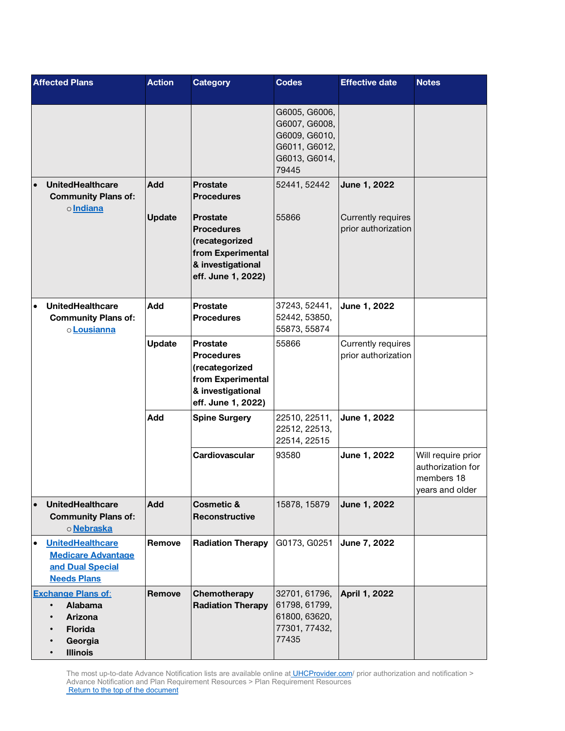| Affected Plans | Action | Category | Codes | Effective date | Notes |
|---|---|---|---|---|---|
| | | | G6005, G6006, G6007, G6008, G6009, G6010, G6011, G6012, G6013, G6014, 79445 | | |
| • **UnitedHealthcare Community Plans of:** ○ **Indiana** | **Add** | **Prostate Procedures** | 52441, 52442 | **June 1, 2022** | |
| | **Update** | **Prostate Procedures (recategorized from Experimental & investigational eff. June 1, 2022)** | 55866 | Currently requires prior authorization | |
| • **UnitedHealthcare Community Plans of:** ○ **Lousianna** | **Add** | **Prostate Procedures** | 37243, 52441, 52442, 53850, 55873, 55874 | **June 1, 2022** | |
| | **Update** | **Prostate Procedures (recategorized from Experimental & investigational eff. June 1, 2022)** | 55866 | Currently requires prior authorization | |
| | **Add** | **Spine Surgery** | 22510, 22511, 22512, 22513, 22514, 22515 | **June 1, 2022** | |
| | | **Cardiovascular** | 93580 | **June 1, 2022** | Will require prior authorization for members 18 years and older |
| • **UnitedHealthcare Community Plans of:** ○ **Nebraska** | **Add** | **Cosmetic & Reconstructive** | 15878, 15879 | **June 1, 2022** | |
| • **UnitedHealthcare Medicare Advantage and Dual Special Needs Plans** | **Remove** | **Radiation Therapy** | G0173, G0251 | **June 7, 2022** | |
| **Exchange Plans of:** • **Alabama** • **Arizona** • **Florida** • **Georgia** • **Illinois** | **Remove** | **Chemotherapy Radiation Therapy** | 32701, 61796, 61798, 61799, 61800, 63620, 77301, 77432, 77435 | **April 1, 2022** | |

The most up-to-date Advance Notification lists are available online at UHCProvider.com/ prior authorization and notification > Advance Notification and Plan Requirement Resources > Plan Requirement Resources
Return to the top of the document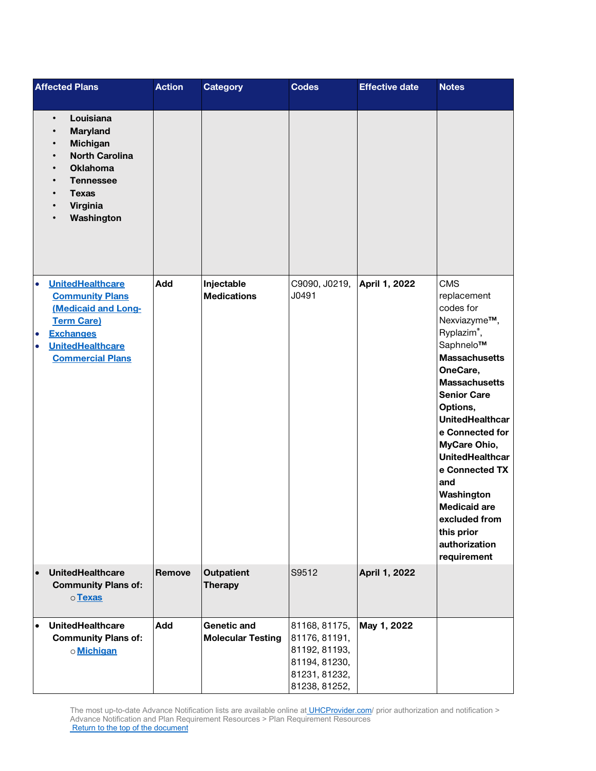| Affected Plans | Action | Category | Codes | Effective date | Notes |
|---|---|---|---|---|---|
| • **Louisiana**<br>• **Maryland**<br>• **Michigan**<br>• **North Carolina**<br>• **Oklahoma**<br>• **Tennessee**<br>• **Texas**<br>• **Virginia**<br>• **Washington** | | | | | |
| • **UnitedHealthcare Community Plans (Medicaid and Long-Term Care)**<br>• **Exchanges**<br>• **UnitedHealthcare Commercial Plans** | **Add** | **Injectable Medications** | C9090, J0219, J0491 | **April 1, 2022** | CMS replacement codes for Nexviazyme™, Ryplazim®, Saphnelo™ **Massachusetts OneCare, Massachusetts Senior Care Options, UnitedHealthcare Connected for MyCare Ohio, UnitedHealthcare Connected TX and Washington Medicaid are excluded from this prior authorization requirement** |
| • **UnitedHealthcare Community Plans of:**<br>○ **Texas** | **Remove** | **Outpatient Therapy** | S9512 | **April 1, 2022** | |
| • **UnitedHealthcare Community Plans of:**<br>○ **Michigan** | **Add** | **Genetic and Molecular Testing** | 81168, 81175, 81176, 81191, 81192, 81193, 81194, 81230, 81231, 81232, 81238, 81252, | **May 1, 2022** | |

The most up-to-date Advance Notification lists are available online at UHCProvider.com/ prior authorization and notification > Advance Notification and Plan Requirement Resources > Plan Requirement Resources

Return to the top of the document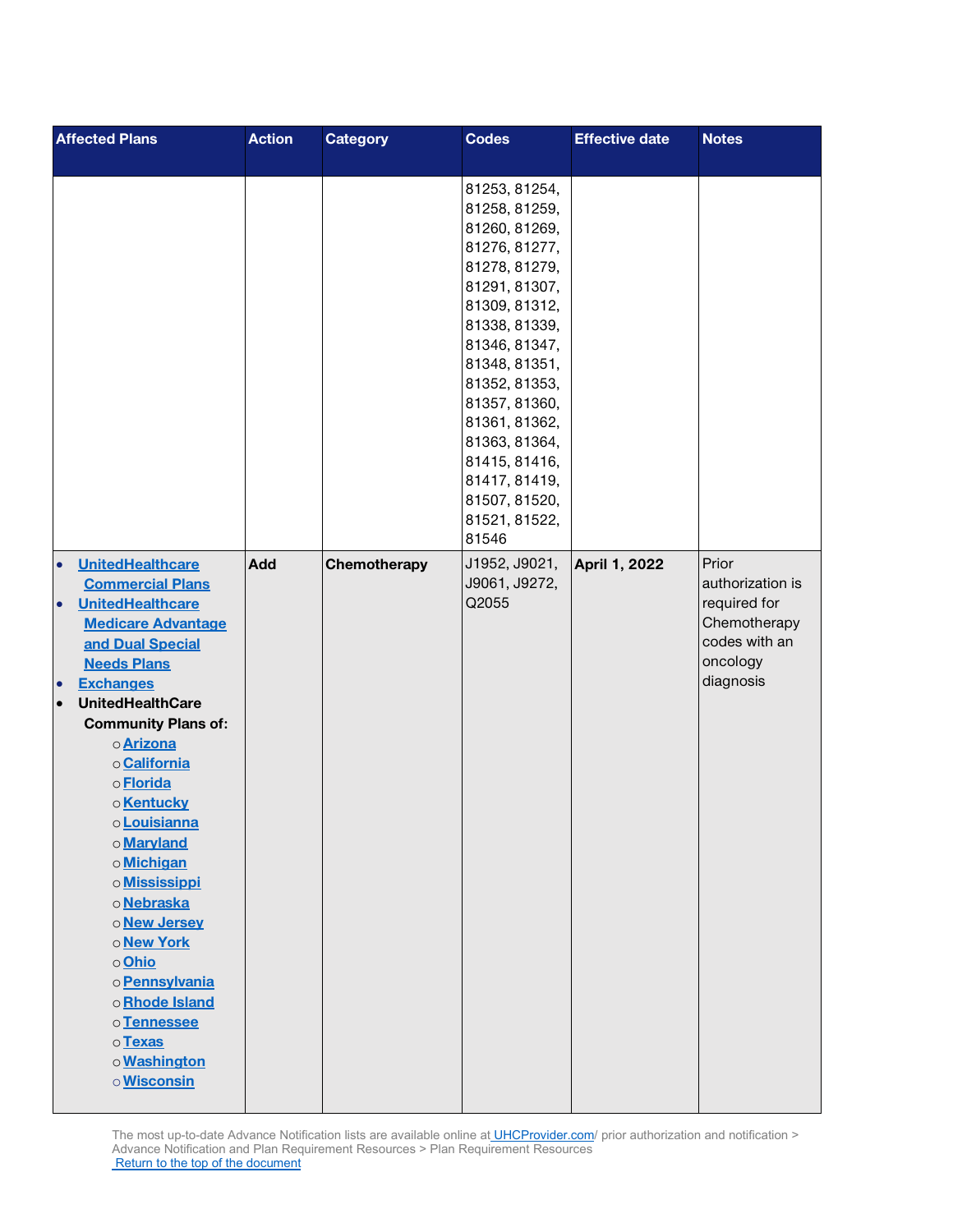| Affected Plans | Action | Category | Codes | Effective date | Notes |
|---|---|---|---|---|---|
| | | | 81253, 81254, 81258, 81259, 81260, 81269, 81276, 81277, 81278, 81279, 81291, 81307, 81309, 81312, 81338, 81339, 81346, 81347, 81348, 81351, 81352, 81353, 81357, 81360, 81361, 81362, 81363, 81364, 81415, 81416, 81417, 81419, 81507, 81520, 81521, 81522, 81546 | | |
| • UnitedHealthcare Commercial Plans<br>• UnitedHealthcare Medicare Advantage and Dual Special Needs Plans<br>• Exchanges<br>• UnitedHealthCare Community Plans of:<br>o Arizona<br>o California<br>o Florida<br>o Kentucky<br>o Louisianna<br>o Maryland<br>o Michigan<br>o Mississippi<br>o Nebraska<br>o New Jersey<br>o New York<br>o Ohio<br>o Pennsylvania<br>o Rhode Island<br>o Tennessee<br>o Texas<br>o Washington<br>o Wisconsin | **Add** | **Chemotherapy** | J1952, J9021, J9061, J9272, Q2055 | **April 1, 2022** | Prior authorization is required for Chemotherapy codes with an oncology diagnosis |

The most up-to-date Advance Notification lists are available online at UHCProvider.com/ prior authorization and notification > Advance Notification and Plan Requirement Resources > Plan Requirement Resources
Return to the top of the document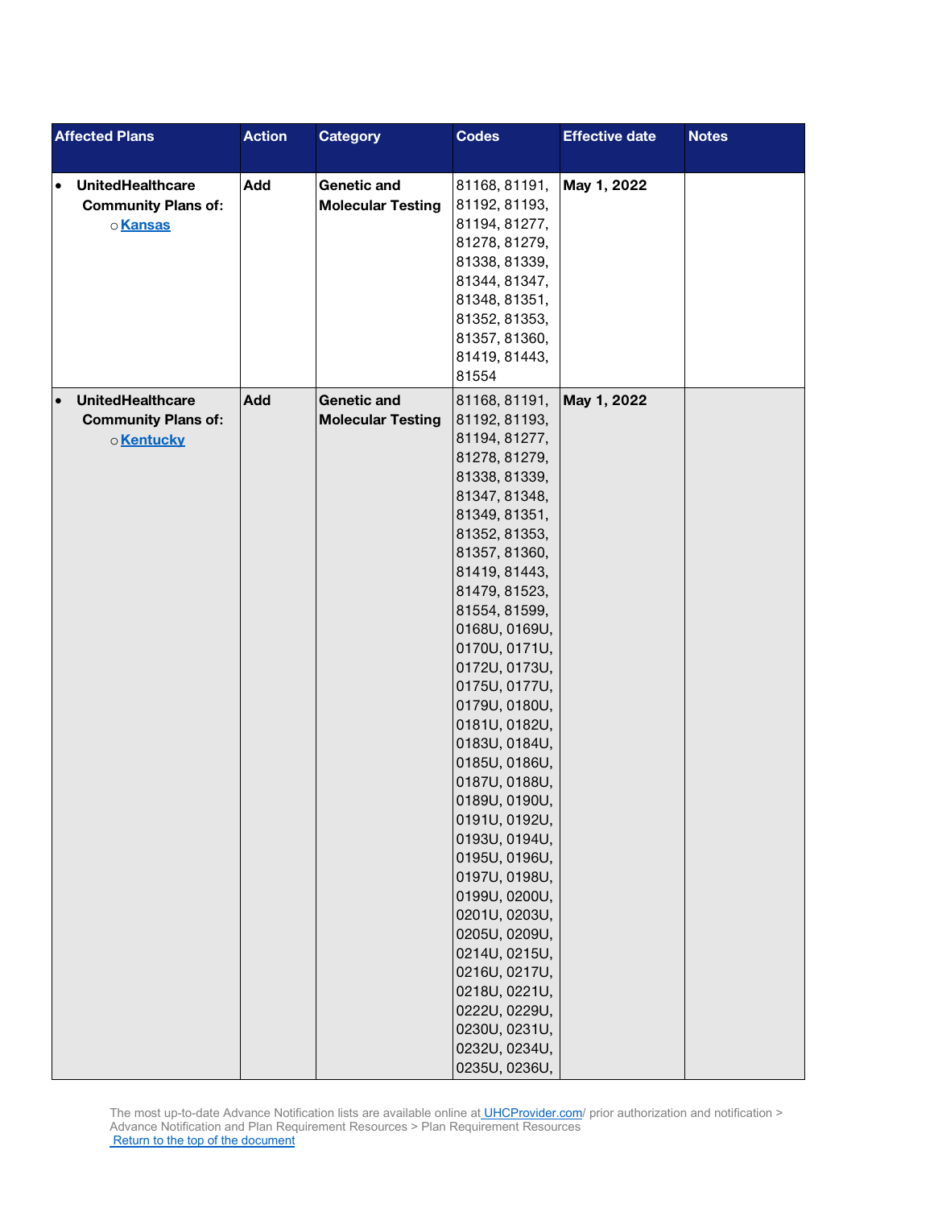| Affected Plans | Action | Category | Codes | Effective date | Notes |
|---|---|---|---|---|---|
| • **UnitedHealthcare Community Plans of:** ○ **[Kansas]** | **Add** | **Genetic and Molecular Testing** | 81168, 81191, 81192, 81193, 81194, 81277, 81278, 81279, 81338, 81339, 81344, 81347, 81348, 81351, 81352, 81353, 81357, 81360, 81419, 81443, 81554 | **May 1, 2022** | |
| • **UnitedHealthcare Community Plans of:** ○ **[Kentucky]** | **Add** | **Genetic and Molecular Testing** | 81168, 81191, 81192, 81193, 81194, 81277, 81278, 81279, 81338, 81339, 81347, 81348, 81349, 81351, 81352, 81353, 81357, 81360, 81419, 81443, 81479, 81523, 81554, 81599, 0168U, 0169U, 0170U, 0171U, 0172U, 0173U, 0175U, 0177U, 0179U, 0180U, 0181U, 0182U, 0183U, 0184U, 0185U, 0186U, 0187U, 0188U, 0189U, 0190U, 0191U, 0192U, 0193U, 0194U, 0195U, 0196U, 0197U, 0198U, 0199U, 0200U, 0201U, 0203U, 0205U, 0209U, 0214U, 0215U, 0216U, 0217U, 0218U, 0221U, 0222U, 0229U, 0230U, 0231U, 0232U, 0234U, 0235U, 0236U, | **May 1, 2022** | |

The most up-to-date Advance Notification lists are available online at UHCProvider.com/ prior authorization and notification > Advance Notification and Plan Requirement Resources > Plan Requirement Resources
Return to the top of the document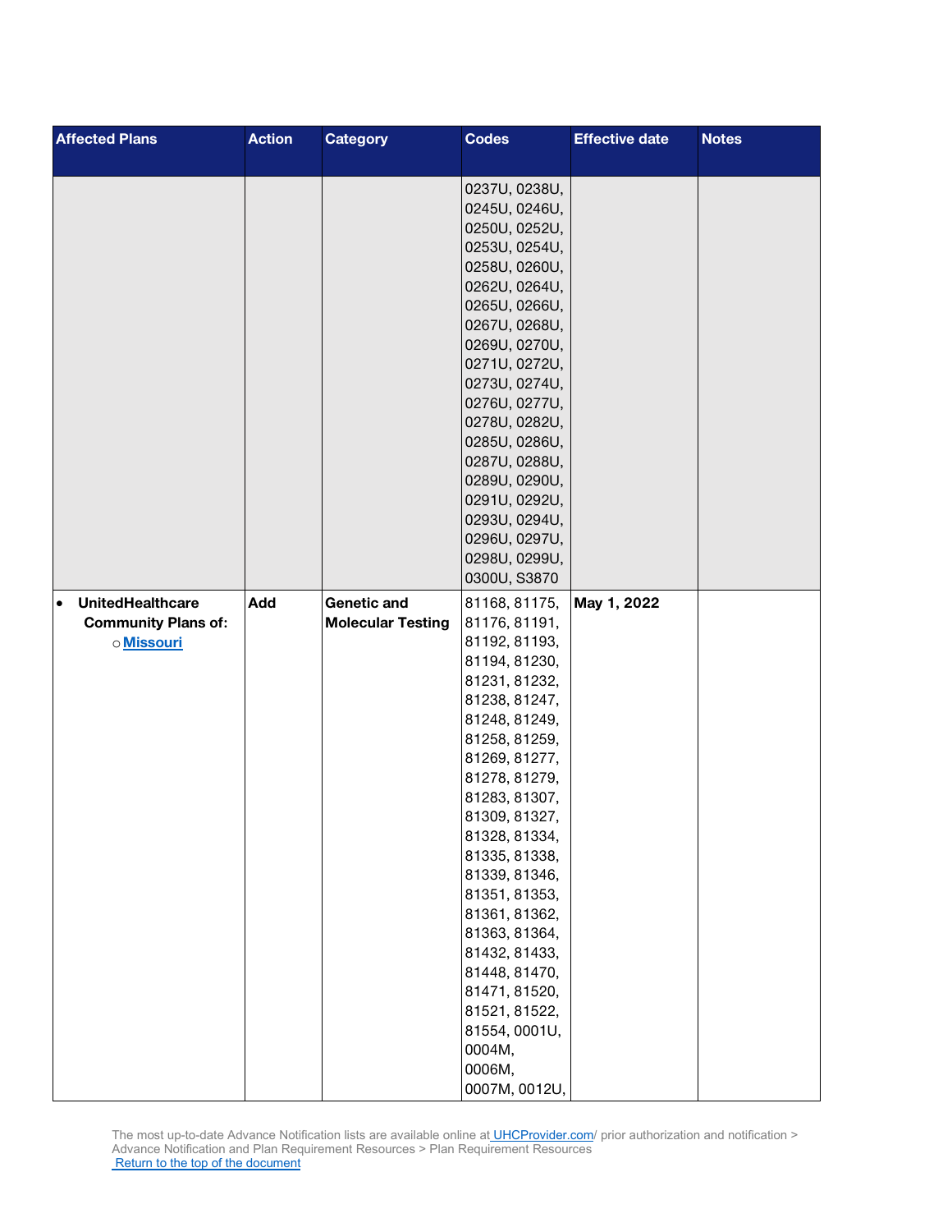| Affected Plans | Action | Category | Codes | Effective date | Notes |
|---|---|---|---|---|---|
| | | | 0237U, 0238U, 0245U, 0246U, 0250U, 0252U, 0253U, 0254U, 0258U, 0260U, 0262U, 0264U, 0265U, 0266U, 0267U, 0268U, 0269U, 0270U, 0271U, 0272U, 0273U, 0274U, 0276U, 0277U, 0278U, 0282U, 0285U, 0286U, 0287U, 0288U, 0289U, 0290U, 0291U, 0292U, 0293U, 0294U, 0296U, 0297U, 0298U, 0299U, 0300U, S3870 | | |
| • **UnitedHealthcare Community Plans of:** ○ **Missouri** | **Add** | **Genetic and Molecular Testing** | 81168, 81175, 81176, 81191, 81192, 81193, 81194, 81230, 81231, 81232, 81238, 81247, 81248, 81249, 81258, 81259, 81269, 81277, 81278, 81279, 81283, 81307, 81309, 81327, 81328, 81334, 81335, 81338, 81339, 81346, 81351, 81353, 81361, 81362, 81363, 81364, 81432, 81433, 81448, 81470, 81471, 81520, 81521, 81522, 81554, 0001U, 0004M, 0006M, 0007M, 0012U, | **May 1, 2022** | |

The most up-to-date Advance Notification lists are available online at UHCProvider.com/ prior authorization and notification > Advance Notification and Plan Requirement Resources > Plan Requirement Resources
Return to the top of the document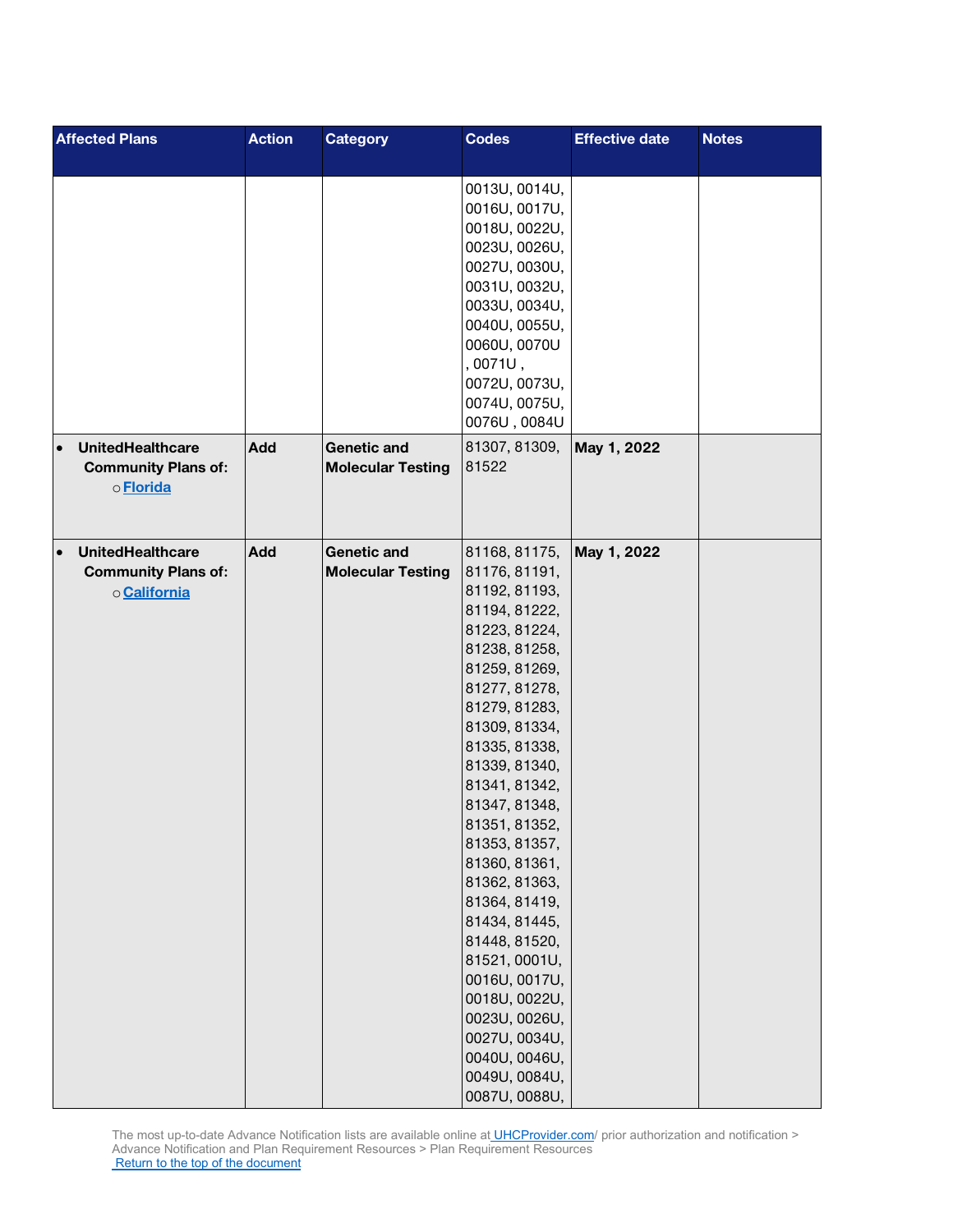| Affected Plans | Action | Category | Codes | Effective date | Notes |
|---|---|---|---|---|---|
| | | | 0013U, 0014U, 0016U, 0017U, 0018U, 0022U, 0023U, 0026U, 0027U, 0030U, 0031U, 0032U, 0033U, 0034U, 0040U, 0055U, 0060U, 0070U , 0071U , 0072U, 0073U, 0074U, 0075U, 0076U , 0084U | | |
| • **UnitedHealthcare Community Plans of:** ○ **Florida** | **Add** | **Genetic and Molecular Testing** | 81307, 81309, 81522 | **May 1, 2022** | |
| • **UnitedHealthcare Community Plans of:** ○ **California** | **Add** | **Genetic and Molecular Testing** | 81168, 81175, 81176, 81191, 81192, 81193, 81194, 81222, 81223, 81224, 81238, 81258, 81259, 81269, 81277, 81278, 81279, 81283, 81309, 81334, 81335, 81338, 81339, 81340, 81341, 81342, 81347, 81348, 81351, 81352, 81353, 81357, 81360, 81361, 81362, 81363, 81364, 81419, 81434, 81445, 81448, 81520, 81521, 0001U, 0016U, 0017U, 0018U, 0022U, 0023U, 0026U, 0027U, 0034U, 0040U, 0046U, 0049U, 0084U, 0087U, 0088U, | **May 1, 2022** | |

The most up-to-date Advance Notification lists are available online at UHCProvider.com/ prior authorization and notification > Advance Notification and Plan Requirement Resources > Plan Requirement Resources
Return to the top of the document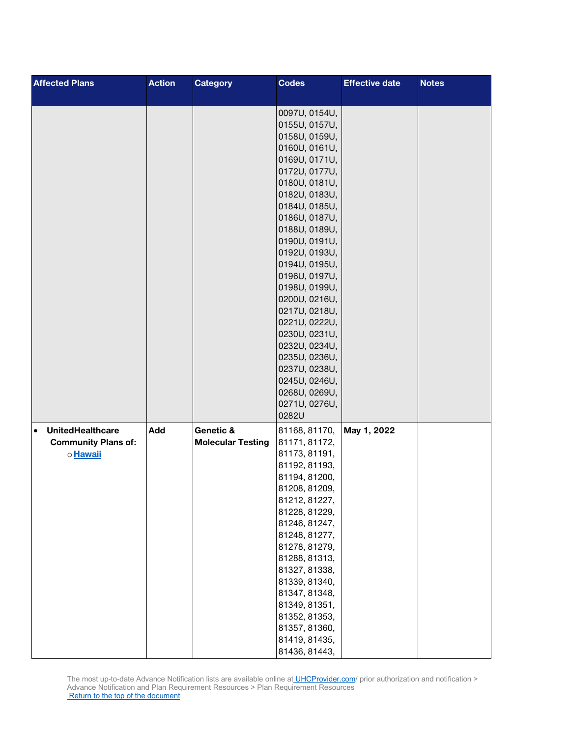| Affected Plans | Action | Category | Codes | Effective date | Notes |
|---|---|---|---|---|---|
| | | | 0097U, 0154U, 0155U, 0157U, 0158U, 0159U, 0160U, 0161U, 0169U, 0171U, 0172U, 0177U, 0180U, 0181U, 0182U, 0183U, 0184U, 0185U, 0186U, 0187U, 0188U, 0189U, 0190U, 0191U, 0192U, 0193U, 0194U, 0195U, 0196U, 0197U, 0198U, 0199U, 0200U, 0216U, 0217U, 0218U, 0221U, 0222U, 0230U, 0231U, 0232U, 0234U, 0235U, 0236U, 0237U, 0238U, 0245U, 0246U, 0268U, 0269U, 0271U, 0276U, 0282U | | |
| • **UnitedHealthcare Community Plans of:** ○ **Hawaii** | **Add** | **Genetic & Molecular Testing** | 81168, 81170, 81171, 81172, 81173, 81191, 81192, 81193, 81194, 81200, 81208, 81209, 81212, 81227, 81228, 81229, 81246, 81247, 81248, 81277, 81278, 81279, 81288, 81313, 81327, 81338, 81339, 81340, 81347, 81348, 81349, 81351, 81352, 81353, 81357, 81360, 81419, 81435, 81436, 81443, | **May 1, 2022** | |

The most up-to-date Advance Notification lists are available online at UHCProvider.com/ prior authorization and notification > Advance Notification and Plan Requirement Resources > Plan Requirement Resources
Return to the top of the document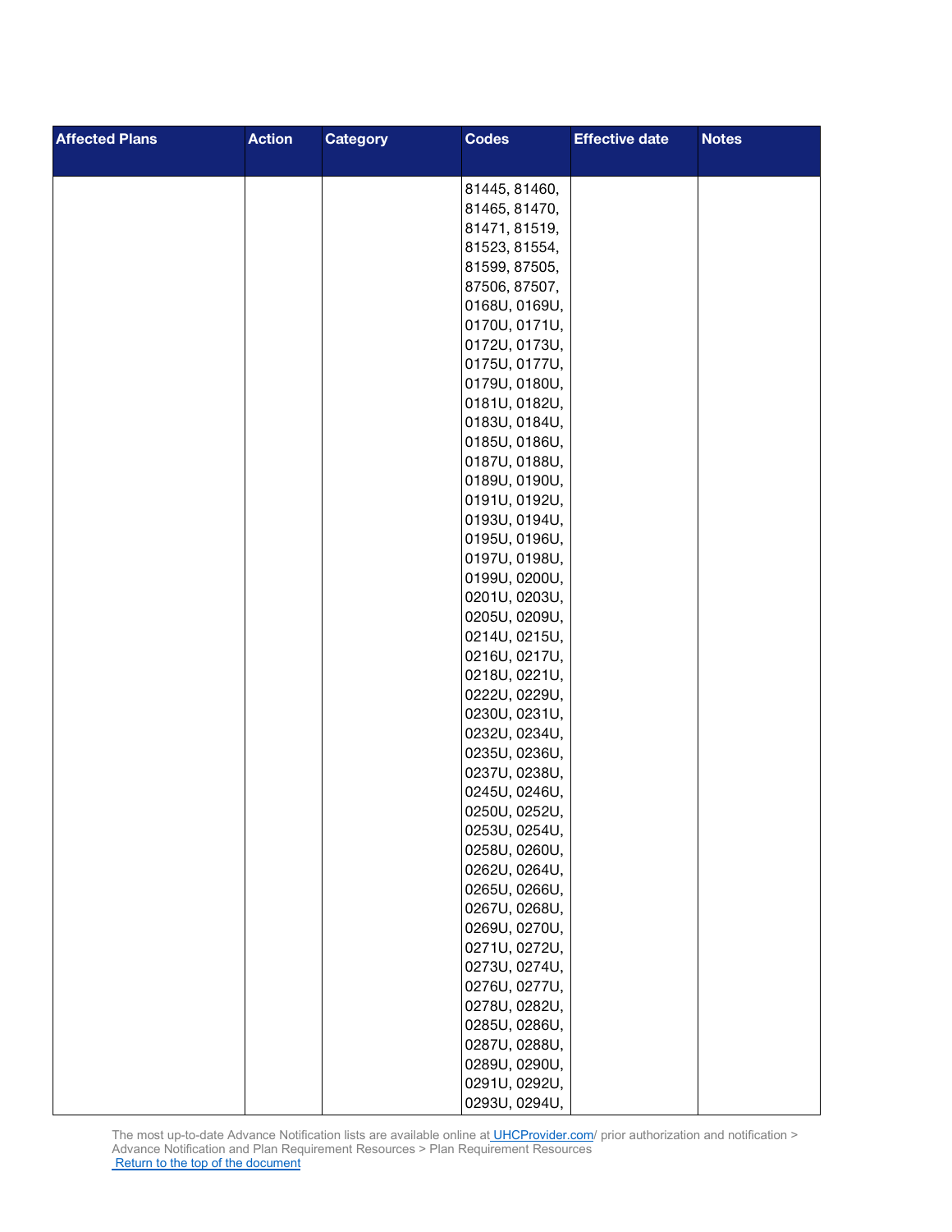| Affected Plans | Action | Category | Codes | Effective date | Notes |
|---|---|---|---|---|---|
| | | | 81445, 81460, 81465, 81470, 81471, 81519, 81523, 81554, 81599, 87505, 87506, 87507, 0168U, 0169U, 0170U, 0171U, 0172U, 0173U, 0175U, 0177U, 0179U, 0180U, 0181U, 0182U, 0183U, 0184U, 0185U, 0186U, 0187U, 0188U, 0189U, 0190U, 0191U, 0192U, 0193U, 0194U, 0195U, 0196U, 0197U, 0198U, 0199U, 0200U, 0201U, 0203U, 0205U, 0209U, 0214U, 0215U, 0216U, 0217U, 0218U, 0221U, 0222U, 0229U, 0230U, 0231U, 0232U, 0234U, 0235U, 0236U, 0237U, 0238U, 0245U, 0246U, 0250U, 0252U, 0253U, 0254U, 0258U, 0260U, 0262U, 0264U, 0265U, 0266U, 0267U, 0268U, 0269U, 0270U, 0271U, 0272U, 0273U, 0274U, 0276U, 0277U, 0278U, 0282U, 0285U, 0286U, 0287U, 0288U, 0289U, 0290U, 0291U, 0292U, 0293U, 0294U, | | |

The most up-to-date Advance Notification lists are available online at UHCProvider.com/ prior authorization and notification > Advance Notification and Plan Requirement Resources > Plan Requirement Resources
Return to the top of the document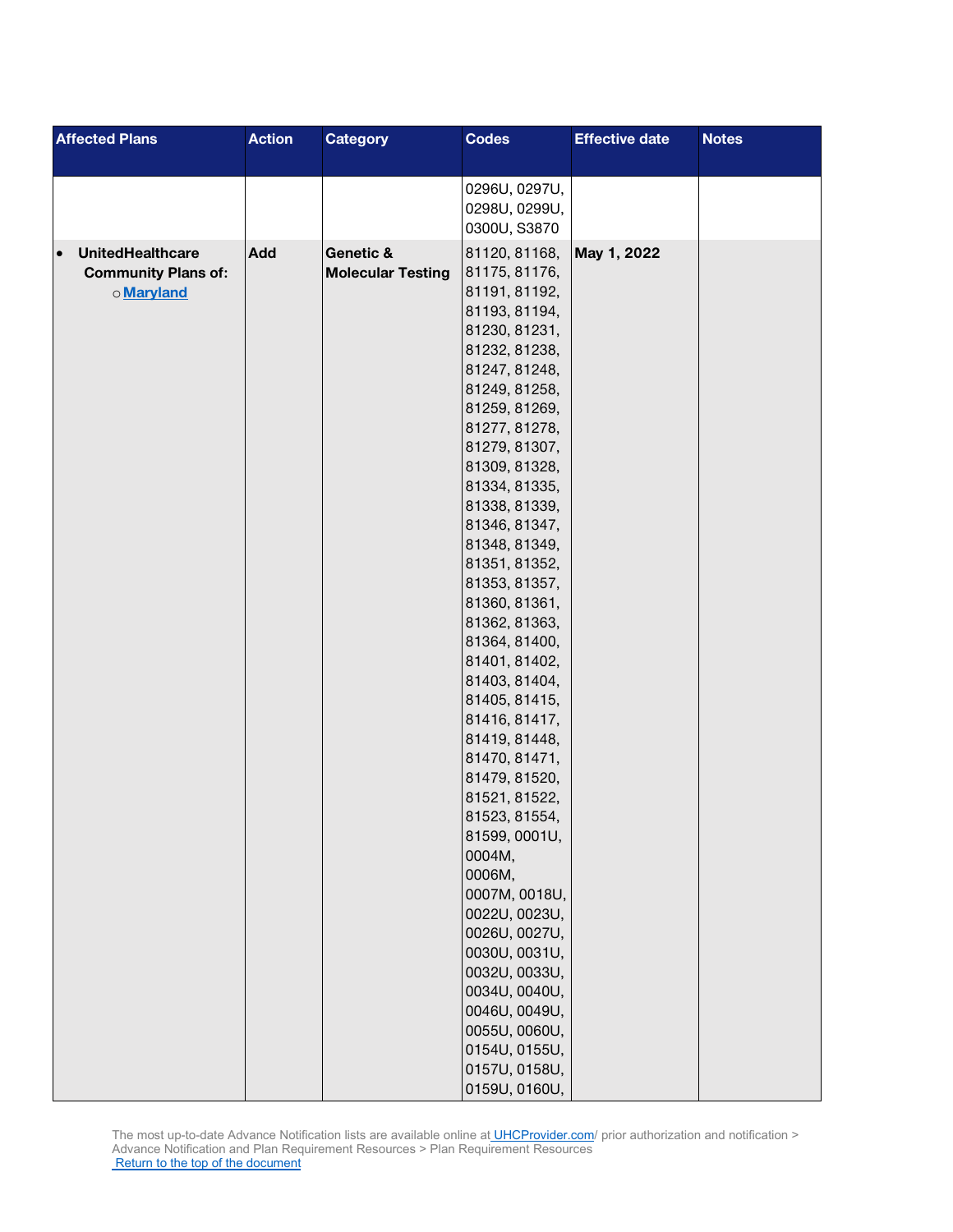| Affected Plans | Action | Category | Codes | Effective date | Notes |
|---|---|---|---|---|---|
| | | | 0296U, 0297U, 0298U, 0299U, 0300U, S3870 | | |
| • **UnitedHealthcare Community Plans of:**<br>○ **Maryland** | **Add** | **Genetic & Molecular Testing** | 81120, 81168, 81175, 81176, 81191, 81192, 81193, 81194, 81230, 81231, 81232, 81238, 81247, 81248, 81249, 81258, 81259, 81269, 81277, 81278, 81279, 81307, 81309, 81328, 81334, 81335, 81338, 81339, 81346, 81347, 81348, 81349, 81351, 81352, 81353, 81357, 81360, 81361, 81362, 81363, 81364, 81400, 81401, 81402, 81403, 81404, 81405, 81415, 81416, 81417, 81419, 81448, 81470, 81471, 81479, 81520, 81521, 81522, 81523, 81554, 81599, 0001U, 0004M, 0006M, 0007M, 0018U, 0022U, 0023U, 0026U, 0027U, 0030U, 0031U, 0032U, 0033U, 0034U, 0040U, 0046U, 0049U, 0055U, 0060U, 0154U, 0155U, 0157U, 0158U, 0159U, 0160U, | **May 1, 2022** | |

The most up-to-date Advance Notification lists are available online at UHCProvider.com/ prior authorization and notification > Advance Notification and Plan Requirement Resources > Plan Requirement Resources
Return to the top of the document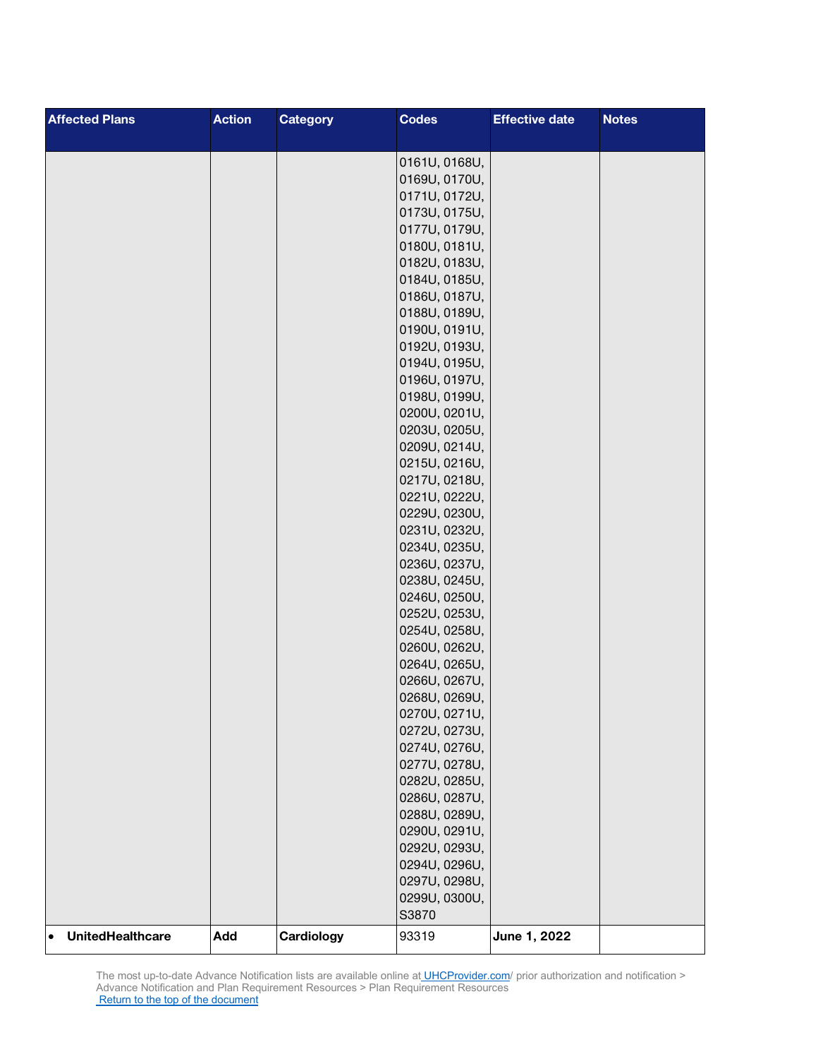| Affected Plans | Action | Category | Codes | Effective date | Notes |
|---|---|---|---|---|---|
| | | | 0161U, 0168U, 0169U, 0170U, 0171U, 0172U, 0173U, 0175U, 0177U, 0179U, 0180U, 0181U, 0182U, 0183U, 0184U, 0185U, 0186U, 0187U, 0188U, 0189U, 0190U, 0191U, 0192U, 0193U, 0194U, 0195U, 0196U, 0197U, 0198U, 0199U, 0200U, 0201U, 0203U, 0205U, 0209U, 0214U, 0215U, 0216U, 0217U, 0218U, 0221U, 0222U, 0229U, 0230U, 0231U, 0232U, 0234U, 0235U, 0236U, 0237U, 0238U, 0245U, 0246U, 0250U, 0252U, 0253U, 0254U, 0258U, 0260U, 0262U, 0264U, 0265U, 0266U, 0267U, 0268U, 0269U, 0270U, 0271U, 0272U, 0273U, 0274U, 0276U, 0277U, 0278U, 0282U, 0285U, 0286U, 0287U, 0288U, 0289U, 0290U, 0291U, 0292U, 0293U, 0294U, 0296U, 0297U, 0298U, 0299U, 0300U, S3870 | | |
| • **UnitedHealthcare** | **Add** | **Cardiology** | 93319 | **June 1, 2022** | |

The most up-to-date Advance Notification lists are available online at UHCProvider.com/ prior authorization and notification > Advance Notification and Plan Requirement Resources > Plan Requirement Resources
Return to the top of the document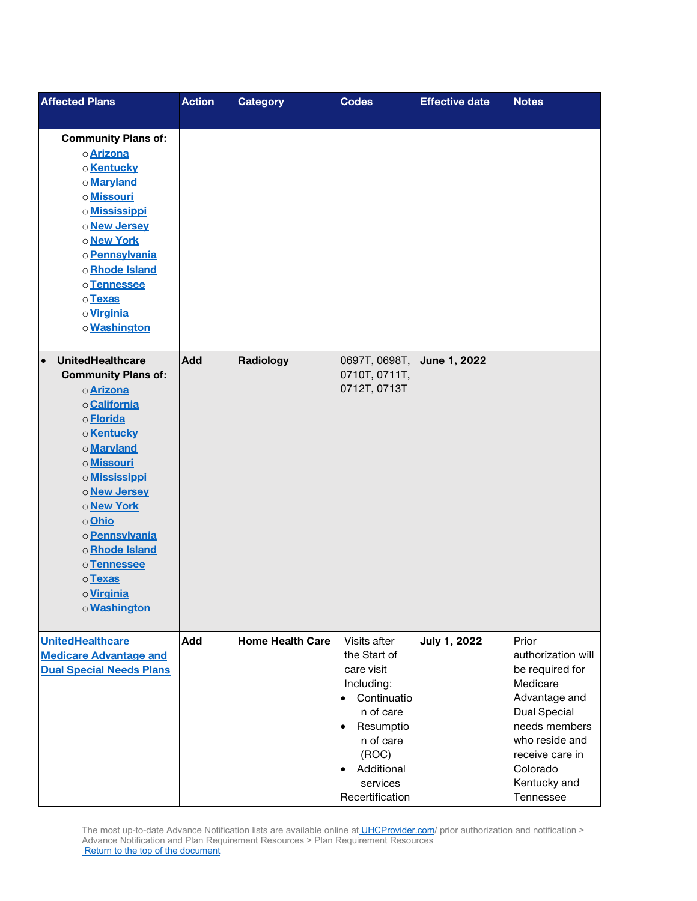| Affected Plans | Action | Category | Codes | Effective date | Notes |
|---|---|---|---|---|---|
| **Community Plans of:**<br>○ Arizona<br>○ Kentucky<br>○ Maryland<br>○ Missouri<br>○ Mississippi<br>○ New Jersey<br>○ New York<br>○ Pennsylvania<br>○ Rhode Island<br>○ Tennessee<br>○ Texas<br>○ Virginia<br>○ Washington | | | | | |
| • **UnitedHealthcare Community Plans of:**<br>○ Arizona<br>○ California<br>○ Florida<br>○ Kentucky<br>○ Maryland<br>○ Missouri<br>○ Mississippi<br>○ New Jersey<br>○ New York<br>○ Ohio<br>○ Pennsylvania<br>○ Rhode Island<br>○ Tennessee<br>○ Texas<br>○ Virginia<br>○ Washington | **Add** | **Radiology** | 0697T, 0698T, 0710T, 0711T, 0712T, 0713T | **June 1, 2022** | |
| **UnitedHealthcare Medicare Advantage and Dual Special Needs Plans** | **Add** | **Home Health Care** | Visits after the Start of care visit Including:<br>• Continuation of care<br>• Resumption of care (ROC)<br>• Additional services<br>Recertification | **July 1, 2022** | Prior authorization will be required for Medicare Advantage and Dual Special needs members who reside and receive care in Colorado Kentucky and Tennessee |

The most up-to-date Advance Notification lists are available online at UHCProvider.com/ prior authorization and notification > Advance Notification and Plan Requirement Resources > Plan Requirement Resources
Return to the top of the document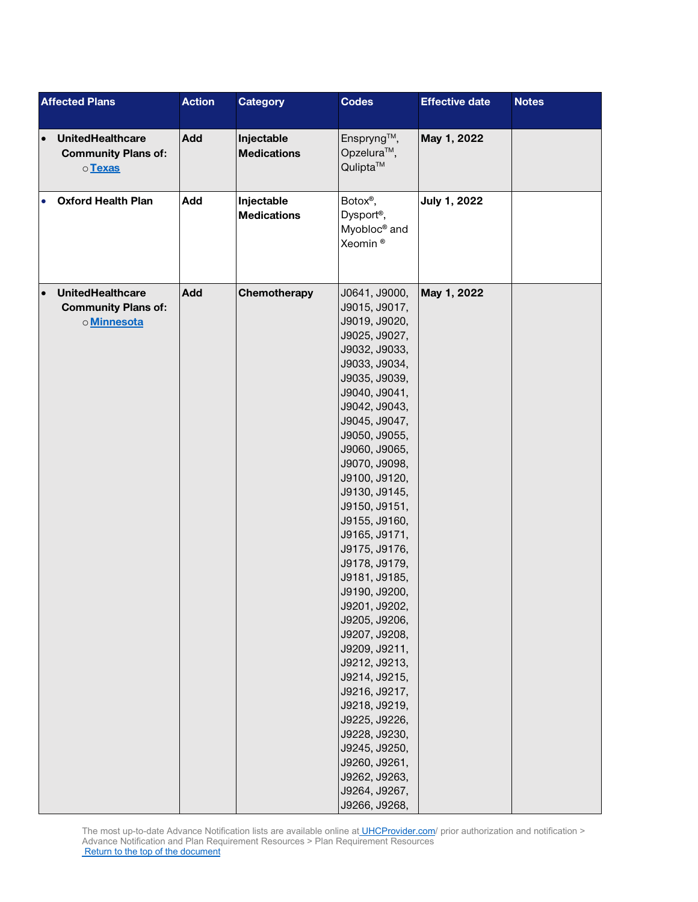| Affected Plans | Action | Category | Codes | Effective date | Notes |
|---|---|---|---|---|---|
| • **UnitedHealthcare Community Plans of:** ○ **Texas** | **Add** | **Injectable Medications** | Enspryng™, Opzelura™, Qulipta™ | **May 1, 2022** | |
| • **Oxford Health Plan** | **Add** | **Injectable Medications** | Botox®, Dysport®, Myobloc® and Xeomin ® | **July 1, 2022** | |
| • **UnitedHealthcare Community Plans of:** ○ **Minnesota** | **Add** | **Chemotherapy** | J0641, J9000, J9015, J9017, J9019, J9020, J9025, J9027, J9032, J9033, J9033, J9034, J9035, J9039, J9040, J9041, J9042, J9043, J9045, J9047, J9050, J9055, J9060, J9065, J9070, J9098, J9100, J9120, J9130, J9145, J9150, J9151, J9155, J9160, J9165, J9171, J9175, J9176, J9178, J9179, J9181, J9185, J9190, J9200, J9201, J9202, J9205, J9206, J9207, J9208, J9209, J9211, J9212, J9213, J9214, J9215, J9216, J9217, J9218, J9219, J9225, J9226, J9228, J9230, J9245, J9250, J9260, J9261, J9262, J9263, J9264, J9267, J9266, J9268, | **May 1, 2022** | |

The most up-to-date Advance Notification lists are available online at UHCProvider.com/ prior authorization and notification > Advance Notification and Plan Requirement Resources > Plan Requirement Resources
Return to the top of the document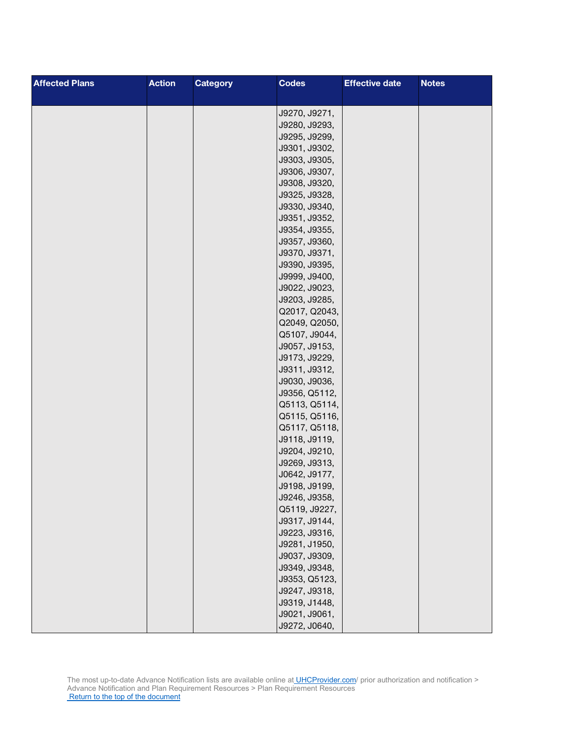| Affected Plans | Action | Category | Codes | Effective date | Notes |
|---|---|---|---|---|---|
| | | | J9270, J9271, J9280, J9293, J9295, J9299, J9301, J9302, J9303, J9305, J9306, J9307, J9308, J9320, J9325, J9328, J9330, J9340, J9351, J9352, J9354, J9355, J9357, J9360, J9370, J9371, J9390, J9395, J9999, J9400, J9022, J9023, J9203, J9285, Q2017, Q2043, Q2049, Q2050, Q5107, J9044, J9057, J9153, J9173, J9229, J9311, J9312, J9030, J9036, J9356, Q5112, Q5113, Q5114, Q5115, Q5116, Q5117, Q5118, J9118, J9119, J9204, J9210, J9269, J9313, J0642, J9177, J9198, J9199, J9246, J9358, Q5119, J9227, J9317, J9144, J9223, J9316, J9281, J1950, J9037, J9309, J9349, J9348, J9353, Q5123, J9247, J9318, J9319, J1448, J9021, J9061, J9272, J0640, | | |

The most up-to-date Advance Notification lists are available online at UHCProvider.com/ prior authorization and notification > Advance Notification and Plan Requirement Resources > Plan Requirement Resources
Return to the top of the document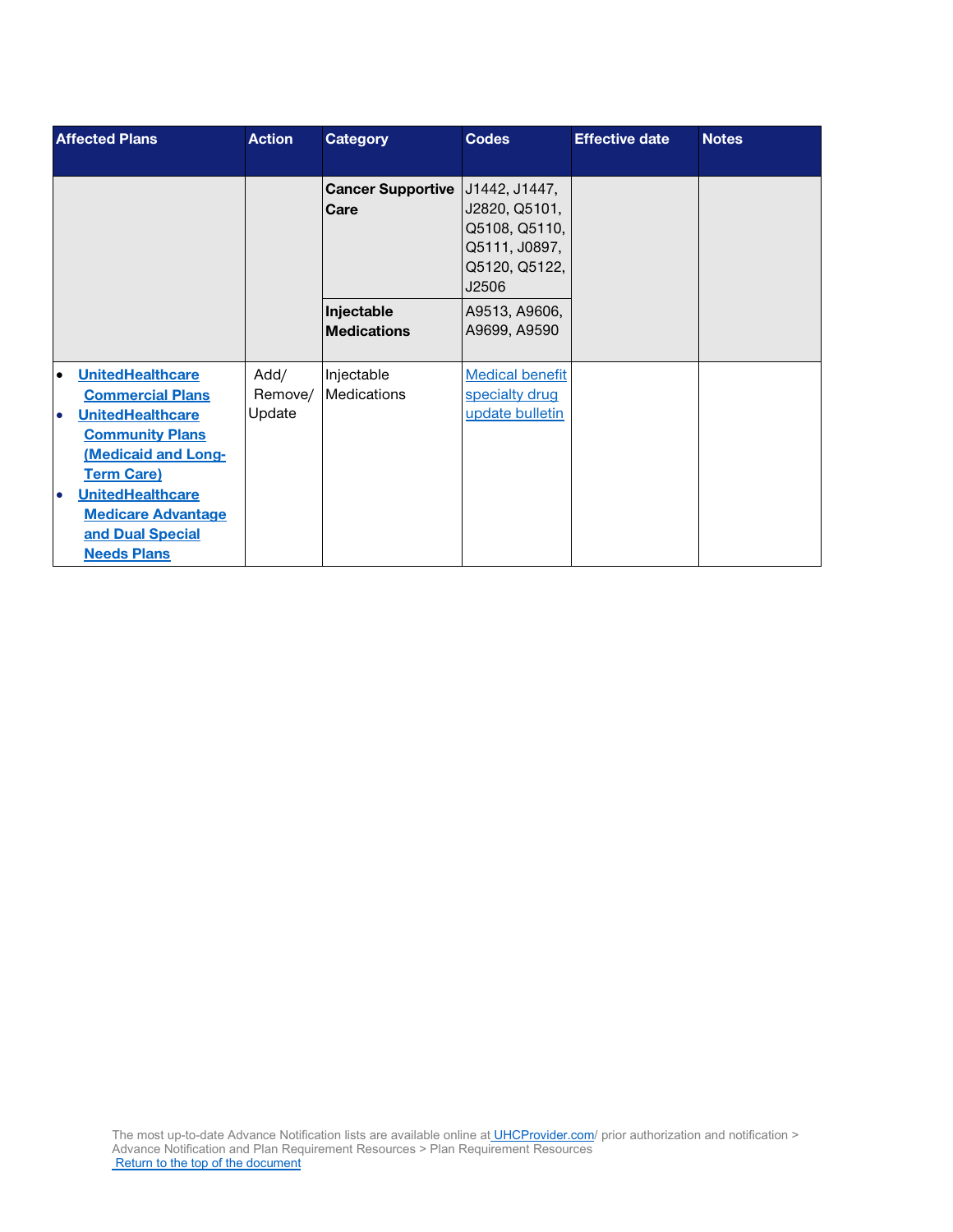| Affected Plans | Action | Category | Codes | Effective date | Notes |
|---|---|---|---|---|---|
| | | **Cancer Supportive Care** | J1442, J1447, J2820, Q5101, Q5108, Q5110, Q5111, J0897, Q5120, Q5122, J2506 | | |
| | | **Injectable Medications** | A9513, A9606, A9699, A9590 | | |
| • **UnitedHealthcare Commercial Plans**<br>• **UnitedHealthcare Community Plans (Medicaid and Long-Term Care)**<br>• **UnitedHealthcare Medicare Advantage and Dual Special Needs Plans** | Add/ Remove/ Update | Injectable Medications | Medical benefit specialty drug update bulletin | | |

The most up-to-date Advance Notification lists are available online at UHCProvider.com/ prior authorization and notification > Advance Notification and Plan Requirement Resources > Plan Requirement Resources
Return to the top of the document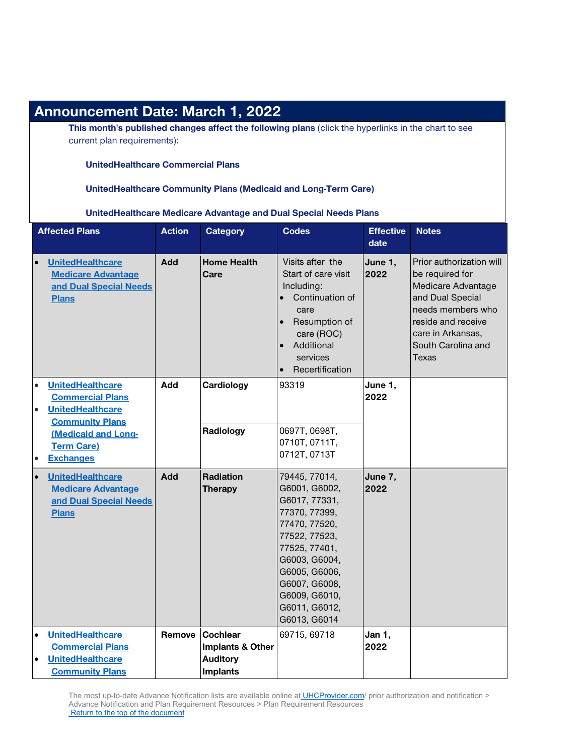## Announcement Date: March 1, 2022

**This month's published changes affect the following plans** (click the hyperlinks in the chart to see current plan requirements):

**UnitedHealthcare Commercial Plans**

**UnitedHealthcare Community Plans (Medicaid and Long-Term Care)**

**UnitedHealthcare Medicare Advantage and Dual Special Needs Plans**

| Affected Plans | Action | Category | Codes | Effective date | Notes |
|---|---|---|---|---|---|
| • UnitedHealthcare Medicare Advantage and Dual Special Needs Plans | **Add** | **Home Health Care** | Visits after the Start of care visit Including: • Continuation of care • Resumption of care (ROC) • Additional services • Recertification | **June 1, 2022** | Prior authorization will be required for Medicare Advantage and Dual Special needs members who reside and receive care in Arkansas, South Carolina and Texas |
| • UnitedHealthcare Commercial Plans • UnitedHealthcare Community Plans (Medicaid and Long-Term Care) • Exchanges | **Add** | **Cardiology** | 93319 | **June 1, 2022** | |
| | | **Radiology** | 0697T, 0698T, 0710T, 0711T, 0712T, 0713T | | |
| • UnitedHealthcare Medicare Advantage and Dual Special Needs Plans | **Add** | **Radiation Therapy** | 79445, 77014, G6001, G6002, G6017, 77331, 77370, 77399, 77470, 77520, 77522, 77523, 77525, 77401, G6003, G6004, G6005, G6006, G6007, G6008, G6009, G6010, G6011, G6012, G6013, G6014 | **June 7, 2022** | |
| • UnitedHealthcare Commercial Plans • UnitedHealthcare Community Plans | **Remove** | **Cochlear Implants & Other Auditory Implants** | 69715, 69718 | **Jan 1, 2022** | |

The most up-to-date Advance Notification lists are available online at UHCProvider.com/ prior authorization and notification > Advance Notification and Plan Requirement Resources > Plan Requirement Resources
Return to the top of the document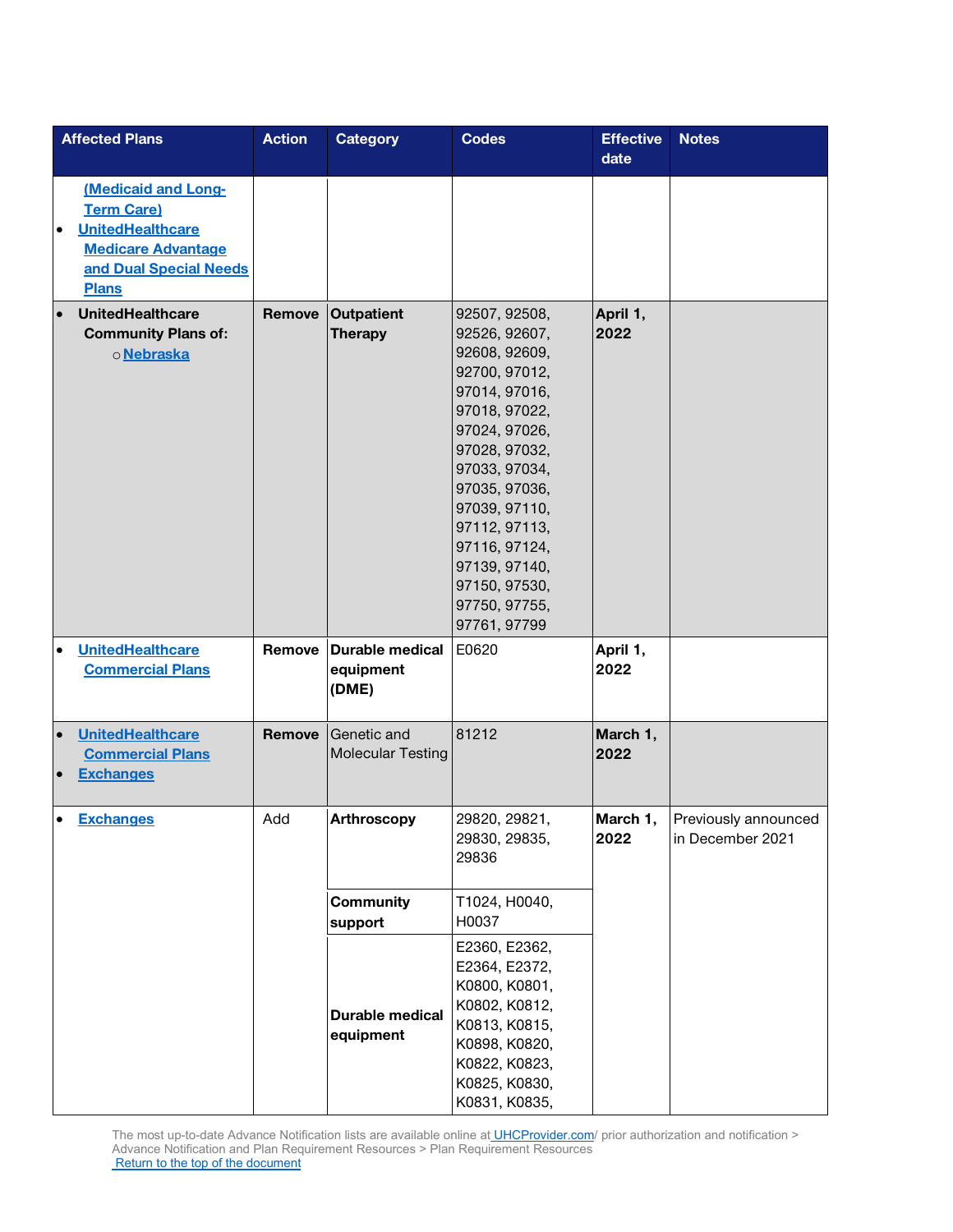| Affected Plans | Action | Category | Codes | Effective date | Notes |
|---|---|---|---|---|---|
| (Medicaid and Long-Term Care)<br>• UnitedHealthcare Medicare Advantage and Dual Special Needs Plans | | | | | |
| • UnitedHealthcare Community Plans of:<br>  o Nebraska | **Remove** | **Outpatient Therapy** | 92507, 92508, 92526, 92607, 92608, 92609, 92700, 97012, 97014, 97016, 97018, 97022, 97024, 97026, 97028, 97032, 97033, 97034, 97035, 97036, 97039, 97110, 97112, 97113, 97116, 97124, 97139, 97140, 97150, 97530, 97750, 97755, 97761, 97799 | **April 1, 2022** | |
| • UnitedHealthcare Commercial Plans | **Remove** | **Durable medical equipment (DME)** | E0620 | **April 1, 2022** | |
| • UnitedHealthcare Commercial Plans<br>• Exchanges | **Remove** | Genetic and Molecular Testing | 81212 | **March 1, 2022** | |
| • Exchanges | Add | **Arthroscopy** | 29820, 29821, 29830, 29835, 29836 | **March 1, 2022** | Previously announced in December 2021 |
| | | **Community support** | T1024, H0040, H0037 | | |
| | | **Durable medical equipment** | E2360, E2362, E2364, E2372, K0800, K0801, K0802, K0812, K0813, K0815, K0898, K0820, K0822, K0823, K0825, K0830, K0831, K0835, | | |

The most up-to-date Advance Notification lists are available online at UHCProvider.com/ prior authorization and notification > Advance Notification and Plan Requirement Resources > Plan Requirement Resources
Return to the top of the document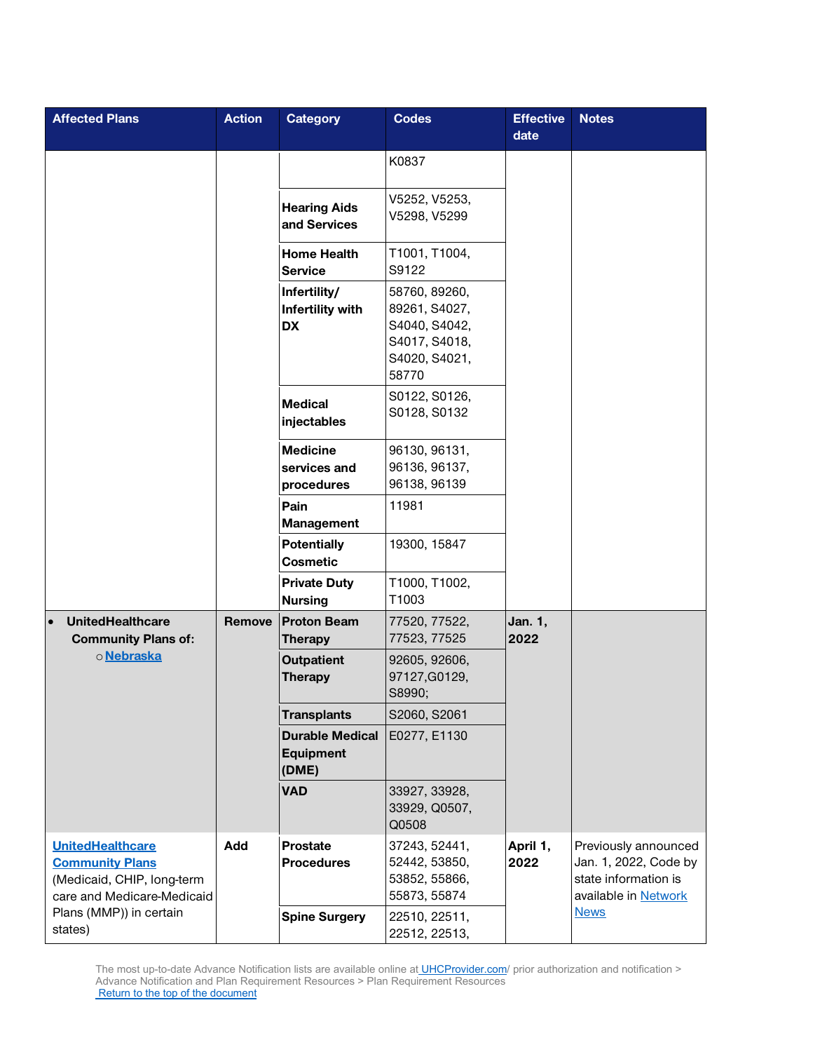| Affected Plans | Action | Category | Codes | Effective date | Notes |
|---|---|---|---|---|---|
| | | | K0837 | | |
| | | **Hearing Aids and Services** | V5252, V5253, V5298, V5299 | | |
| | | **Home Health Service** | T1001, T1004, S9122 | | |
| | | **Infertility/ Infertility with DX** | 58760, 89260, 89261, S4027, S4040, S4042, S4017, S4018, S4020, S4021, 58770 | | |
| | | **Medical injectables** | S0122, S0126, S0128, S0132 | | |
| | | **Medicine services and procedures** | 96130, 96131, 96136, 96137, 96138, 96139 | | |
| | | **Pain Management** | 11981 | | |
| | | **Potentially Cosmetic** | 19300, 15847 | | |
| | | **Private Duty Nursing** | T1000, T1002, T1003 | | |
| • **UnitedHealthcare Community Plans of:** ○ [Nebraska]() | **Remove** | **Proton Beam Therapy** | 77520, 77522, 77523, 77525 | **Jan. 1, 2022** | |
| | | **Outpatient Therapy** | 92605, 92606, 97127,G0129, S8990; | | |
| | | **Transplants** | S2060, S2061 | | |
| | | **Durable Medical Equipment (DME)** | E0277, E1130 | | |
| | | **VAD** | 33927, 33928, 33929, Q0507, Q0508 | | |
| [UnitedHealthcare Community Plans]() (Medicaid, CHIP, long-term care and Medicare-Medicaid Plans (MMP)) in certain states) | **Add** | **Prostate Procedures** | 37243, 52441, 52442, 53850, 53852, 55866, 55873, 55874 | **April 1, 2022** | Previously announced Jan. 1, 2022, Code by state information is available in [Network News]() |
| | | **Spine Surgery** | 22510, 22511, 22512, 22513, | | |

The most up-to-date Advance Notification lists are available online at [UHCProvider.com]()/ prior authorization and notification > Advance Notification and Plan Requirement Resources > Plan Requirement Resources
[Return to the top of the document]()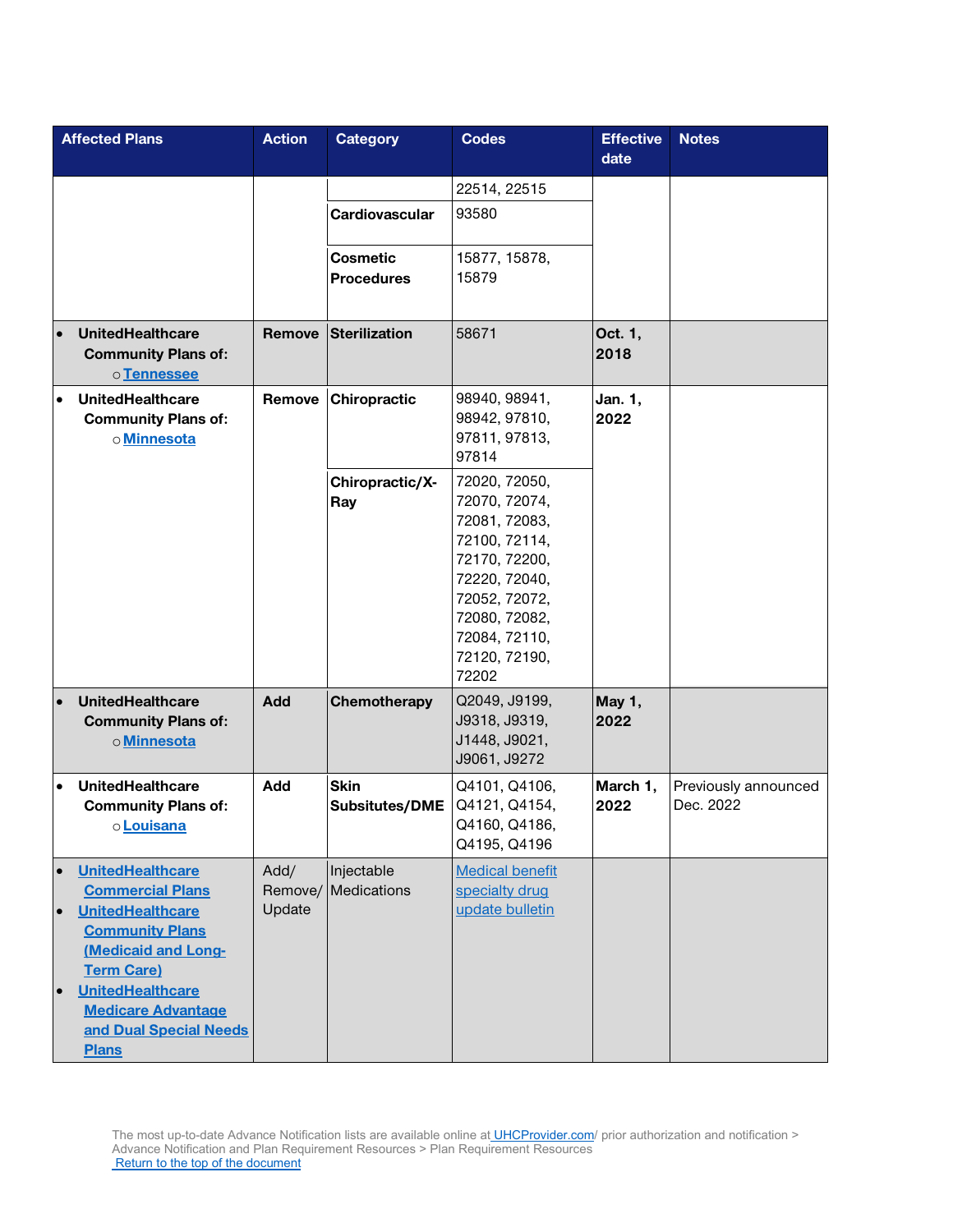| Affected Plans | Action | Category | Codes | Effective date | Notes |
|---|---|---|---|---|---|
| | | | 22514, 22515 | | |
| | | Cardiovascular | 93580 | | |
| | | Cosmetic Procedures | 15877, 15878, 15879 | | |
| • UnitedHealthcare Community Plans of: ○ Tennessee | Remove | Sterilization | 58671 | Oct. 1, 2018 | |
| • UnitedHealthcare Community Plans of: ○ Minnesota | Remove | Chiropractic | 98940, 98941, 98942, 97810, 97811, 97813, 97814 | Jan. 1, 2022 | |
| | | Chiropractic/X-Ray | 72020, 72050, 72070, 72074, 72081, 72083, 72100, 72114, 72170, 72200, 72220, 72040, 72052, 72072, 72080, 72082, 72084, 72110, 72120, 72190, 72202 | | |
| • UnitedHealthcare Community Plans of: ○ Minnesota | Add | Chemotherapy | Q2049, J9199, J9318, J9319, J1448, J9021, J9061, J9272 | May 1, 2022 | |
| • UnitedHealthcare Community Plans of: ○ Louisana | Add | Skin Subsitutes/DME | Q4101, Q4106, Q4121, Q4154, Q4160, Q4186, Q4195, Q4196 | March 1, 2022 | Previously announced Dec. 2022 |
| • UnitedHealthcare Commercial Plans • UnitedHealthcare Community Plans (Medicaid and Long-Term Care) • UnitedHealthcare Medicare Advantage and Dual Special Needs Plans | Add/ Remove/ Update | Injectable Medications | Medical benefit specialty drug update bulletin | | |

The most up-to-date Advance Notification lists are available online at UHCProvider.com/ prior authorization and notification > Advance Notification and Plan Requirement Resources > Plan Requirement Resources
Return to the top of the document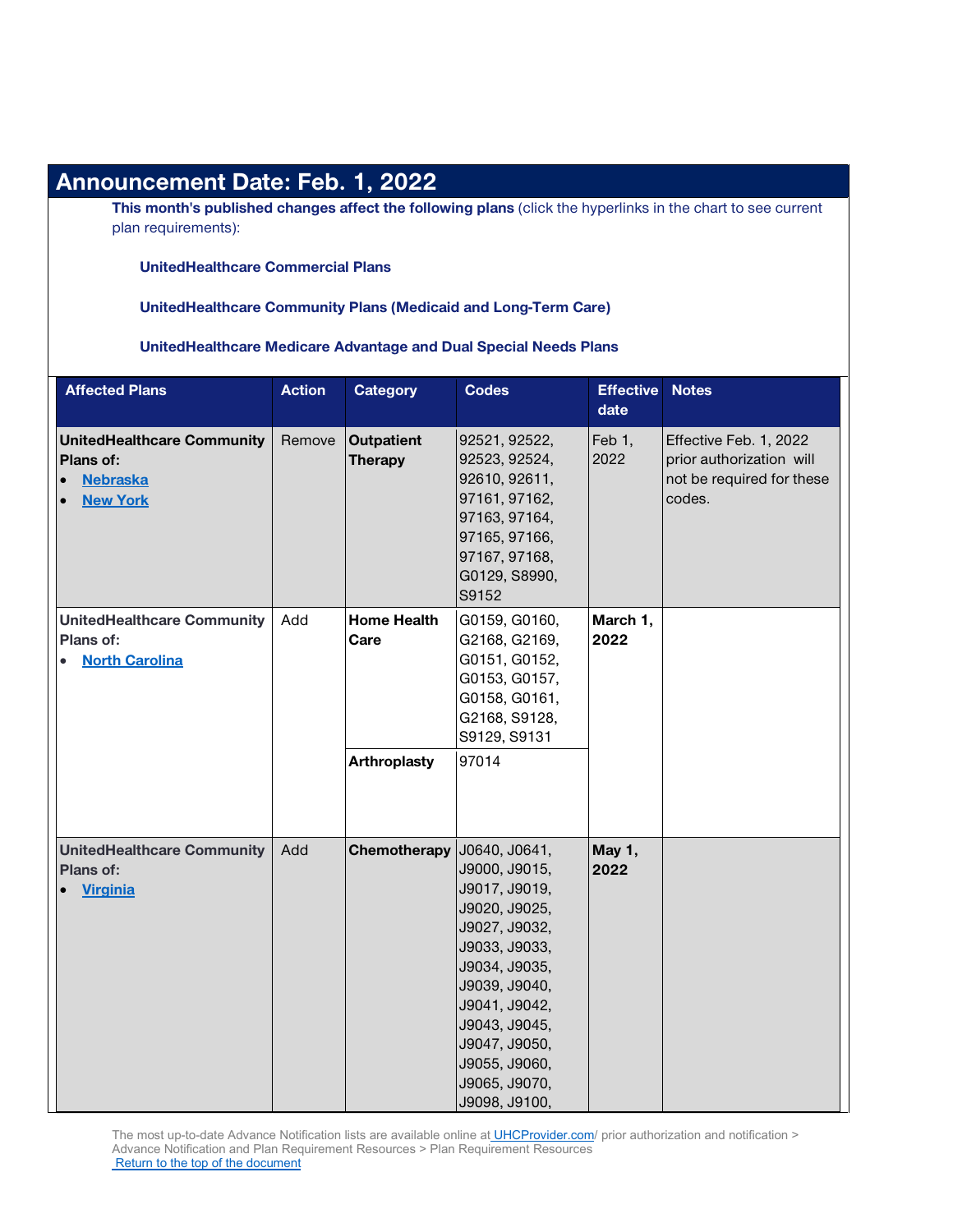## Announcement Date: Feb. 1, 2022

**This month's published changes affect the following plans** (click the hyperlinks in the chart to see current plan requirements):

**UnitedHealthcare Commercial Plans**

**UnitedHealthcare Community Plans (Medicaid and Long-Term Care)**

**UnitedHealthcare Medicare Advantage and Dual Special Needs Plans**

| Affected Plans | Action | Category | Codes | Effective date | Notes |
|---|---|---|---|---|---|
| **UnitedHealthcare Community Plans of:** • Nebraska • New York | Remove | **Outpatient Therapy** | 92521, 92522, 92523, 92524, 92610, 92611, 97161, 97162, 97163, 97164, 97165, 97166, 97167, 97168, G0129, S8990, S9152 | Feb 1, 2022 | Effective Feb. 1, 2022 prior authorization will not be required for these codes. |
| **UnitedHealthcare Community Plans of:** • North Carolina | Add | **Home Health Care** | G0159, G0160, G2168, G2169, G0151, G0152, G0153, G0157, G0158, G0161, G2168, S9128, S9129, S9131 | **March 1, 2022** | |
| | | **Arthroplasty** | 97014 | | |
| **UnitedHealthcare Community Plans of:** • Virginia | Add | **Chemotherapy** | J0640, J0641, J9000, J9015, J9017, J9019, J9020, J9025, J9027, J9032, J9033, J9033, J9034, J9035, J9039, J9040, J9041, J9042, J9043, J9045, J9047, J9050, J9055, J9060, J9065, J9070, J9098, J9100, | **May 1, 2022** | |

The most up-to-date Advance Notification lists are available online at UHCProvider.com/ prior authorization and notification > Advance Notification and Plan Requirement Resources > Plan Requirement Resources
Return to the top of the document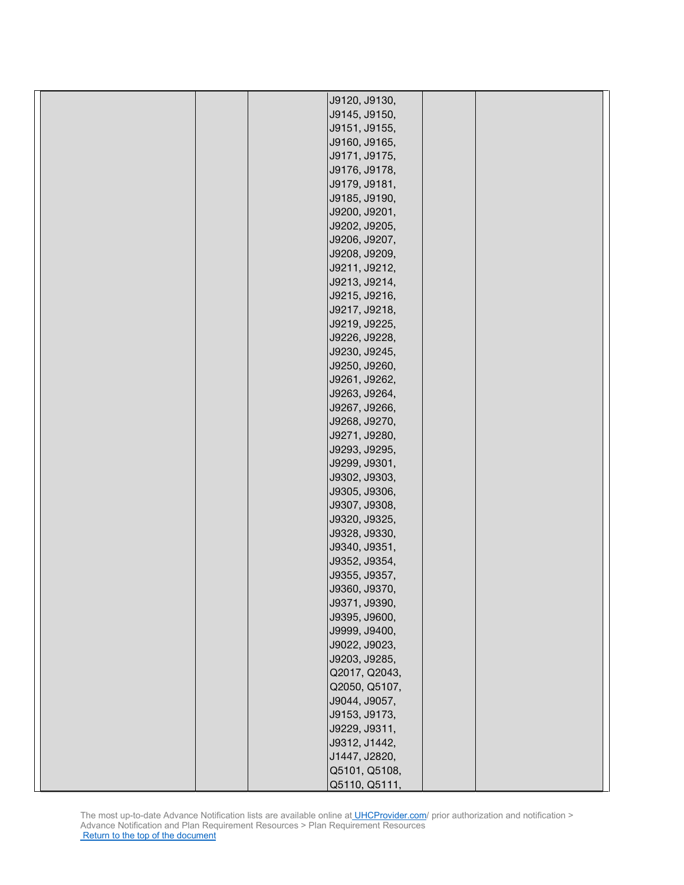| | | | | | |
|---|---|---|---|---|---|
| | | | J9120, J9130, J9145, J9150, J9151, J9155, J9160, J9165, J9171, J9175, J9176, J9178, J9179, J9181, J9185, J9190, J9200, J9201, J9202, J9205, J9206, J9207, J9208, J9209, J9211, J9212, J9213, J9214, J9215, J9216, J9217, J9218, J9219, J9225, J9226, J9228, J9230, J9245, J9250, J9260, J9261, J9262, J9263, J9264, J9267, J9266, J9268, J9270, J9271, J9280, J9293, J9295, J9299, J9301, J9302, J9303, J9305, J9306, J9307, J9308, J9320, J9325, J9328, J9330, J9340, J9351, J9352, J9354, J9355, J9357, J9360, J9370, J9371, J9390, J9395, J9600, J9999, J9400, J9022, J9023, J9203, J9285, Q2017, Q2043, Q2050, Q5107, J9044, J9057, J9153, J9173, J9229, J9311, J9312, J1442, J1447, J2820, Q5101, Q5108, Q5110, Q5111, | | |

The most up-to-date Advance Notification lists are available online at UHCProvider.com/ prior authorization and notification > Advance Notification and Plan Requirement Resources > Plan Requirement Resources
Return to the top of the document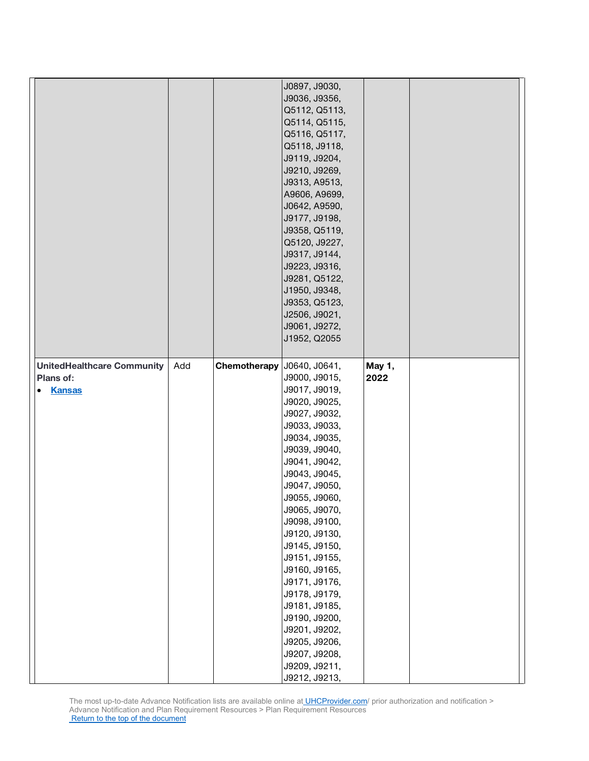| | | | | | |
|---|---|---|---|---|---|
| | | | J0897, J9030, J9036, J9356, Q5112, Q5113, Q5114, Q5115, Q5116, Q5117, Q5118, J9118, J9119, J9204, J9210, J9269, J9313, A9513, A9606, A9699, J0642, A9590, J9177, J9198, J9358, Q5119, Q5120, J9227, J9317, J9144, J9223, J9316, J9281, Q5122, J1950, J9348, J9353, Q5123, J2506, J9021, J9061, J9272, J1952, Q2055 | | |
| **UnitedHealthcare Community Plans of:**<br>• **Kansas** | Add | **Chemotherapy** | J0640, J0641, J9000, J9015, J9017, J9019, J9020, J9025, J9027, J9032, J9033, J9033, J9034, J9035, J9039, J9040, J9041, J9042, J9043, J9045, J9047, J9050, J9055, J9060, J9065, J9070, J9098, J9100, J9120, J9130, J9145, J9150, J9151, J9155, J9160, J9165, J9171, J9176, J9178, J9179, J9181, J9185, J9190, J9200, J9201, J9202, J9205, J9206, J9207, J9208, J9209, J9211, J9212, J9213, | **May 1, 2022** | |

The most up-to-date Advance Notification lists are available online at UHCProvider.com/ prior authorization and notification > Advance Notification and Plan Requirement Resources > Plan Requirement Resources
Return to the top of the document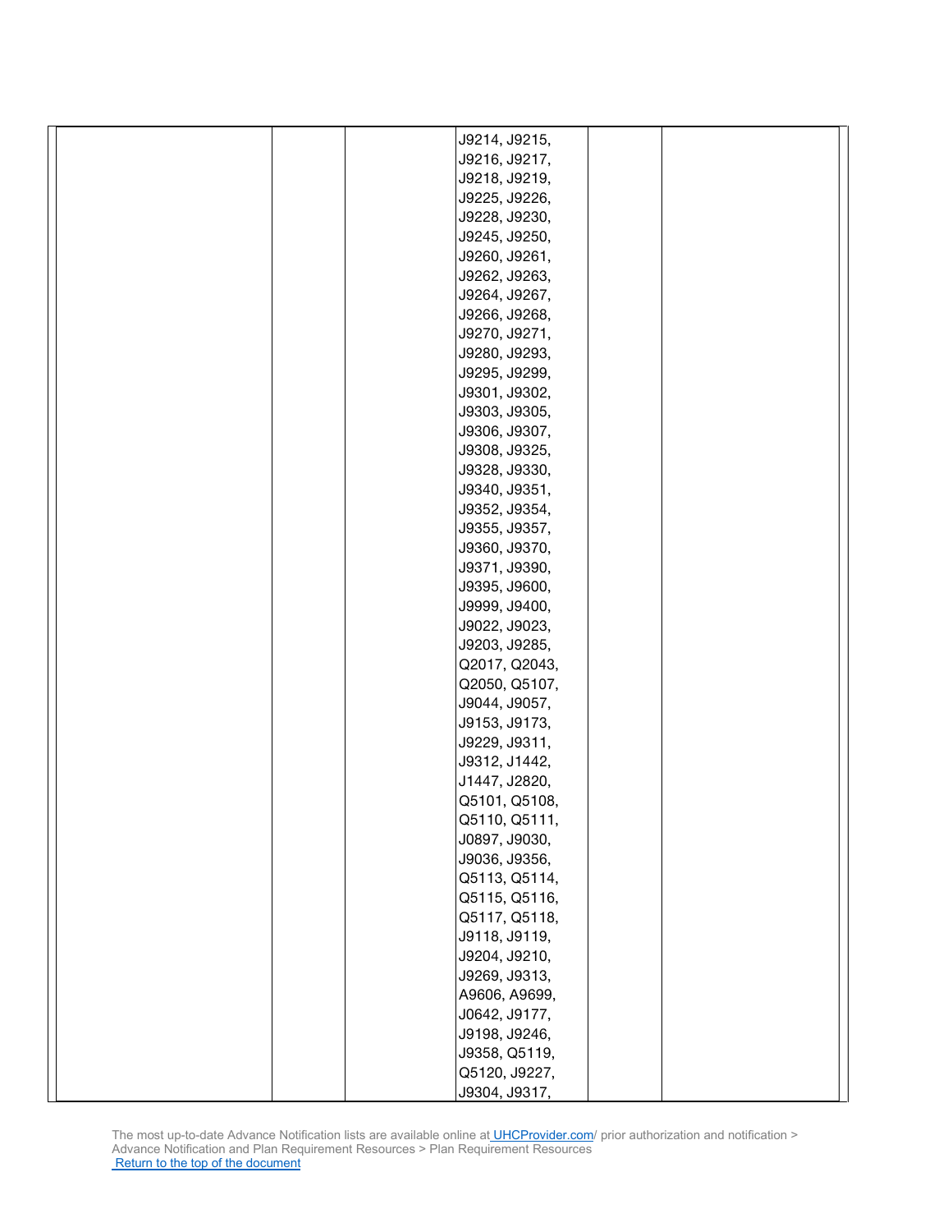| | | | | | |
|---|---|---|---|---|---|
| | | | J9214, J9215, J9216, J9217, J9218, J9219, J9225, J9226, J9228, J9230, J9245, J9250, J9260, J9261, J9262, J9263, J9264, J9267, J9266, J9268, J9270, J9271, J9280, J9293, J9295, J9299, J9301, J9302, J9303, J9305, J9306, J9307, J9308, J9325, J9328, J9330, J9340, J9351, J9352, J9354, J9355, J9357, J9360, J9370, J9371, J9390, J9395, J9600, J9999, J9400, J9022, J9023, J9203, J9285, Q2017, Q2043, Q2050, Q5107, J9044, J9057, J9153, J9173, J9229, J9311, J9312, J1442, J1447, J2820, Q5101, Q5108, Q5110, Q5111, J0897, J9030, J9036, J9356, Q5113, Q5114, Q5115, Q5116, Q5117, Q5118, J9118, J9119, J9204, J9210, J9269, J9313, A9606, A9699, J0642, J9177, J9198, J9246, J9358, Q5119, Q5120, J9227, J9304, J9317, | | |

The most up-to-date Advance Notification lists are available online at [UHCProvider.com](UHCProvider.com)/ prior authorization and notification > Advance Notification and Plan Requirement Resources > Plan Requirement Resources
[Return to the top of the document]()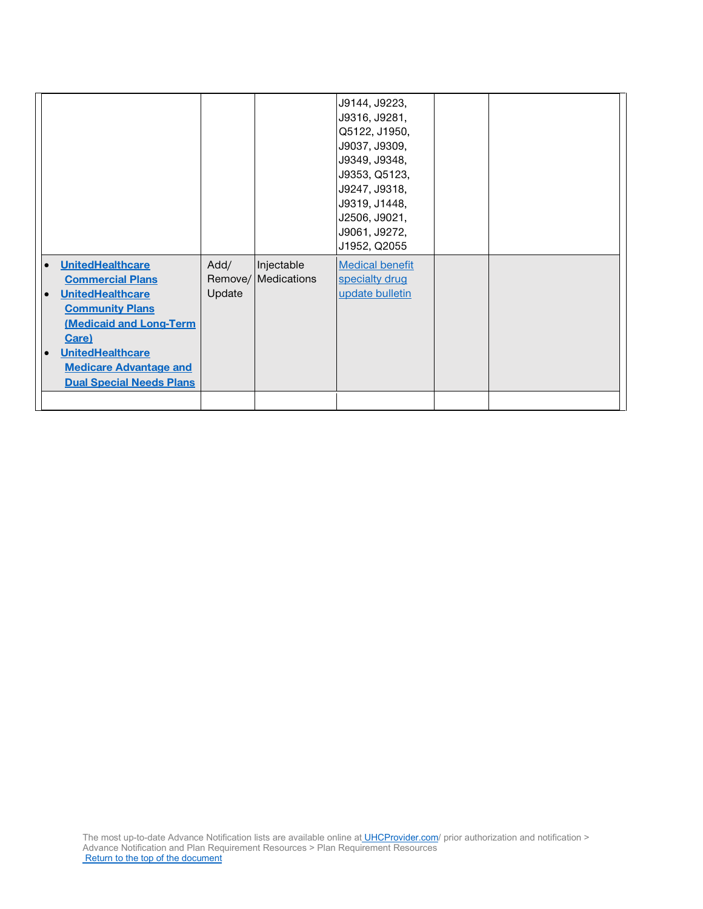| | | | | | |
|---|---|---|---|---|---|
| | | | J9144, J9223, J9316, J9281, Q5122, J1950, J9037, J9309, J9349, J9348, J9353, Q5123, J9247, J9318, J9319, J1448, J2506, J9021, J9061, J9272, J1952, Q2055 | | |
| • **UnitedHealthcare Commercial Plans**<br>• **UnitedHealthcare Community Plans (Medicaid and Long-Term Care)**<br>• **UnitedHealthcare Medicare Advantage and Dual Special Needs Plans** | Add/ Remove/ Update | Injectable Medications | Medical benefit specialty drug update bulletin | | |
| | | | | | |

The most up-to-date Advance Notification lists are available online at UHCProvider.com/ prior authorization and notification > Advance Notification and Plan Requirement Resources > Plan Requirement Resources
Return to the top of the document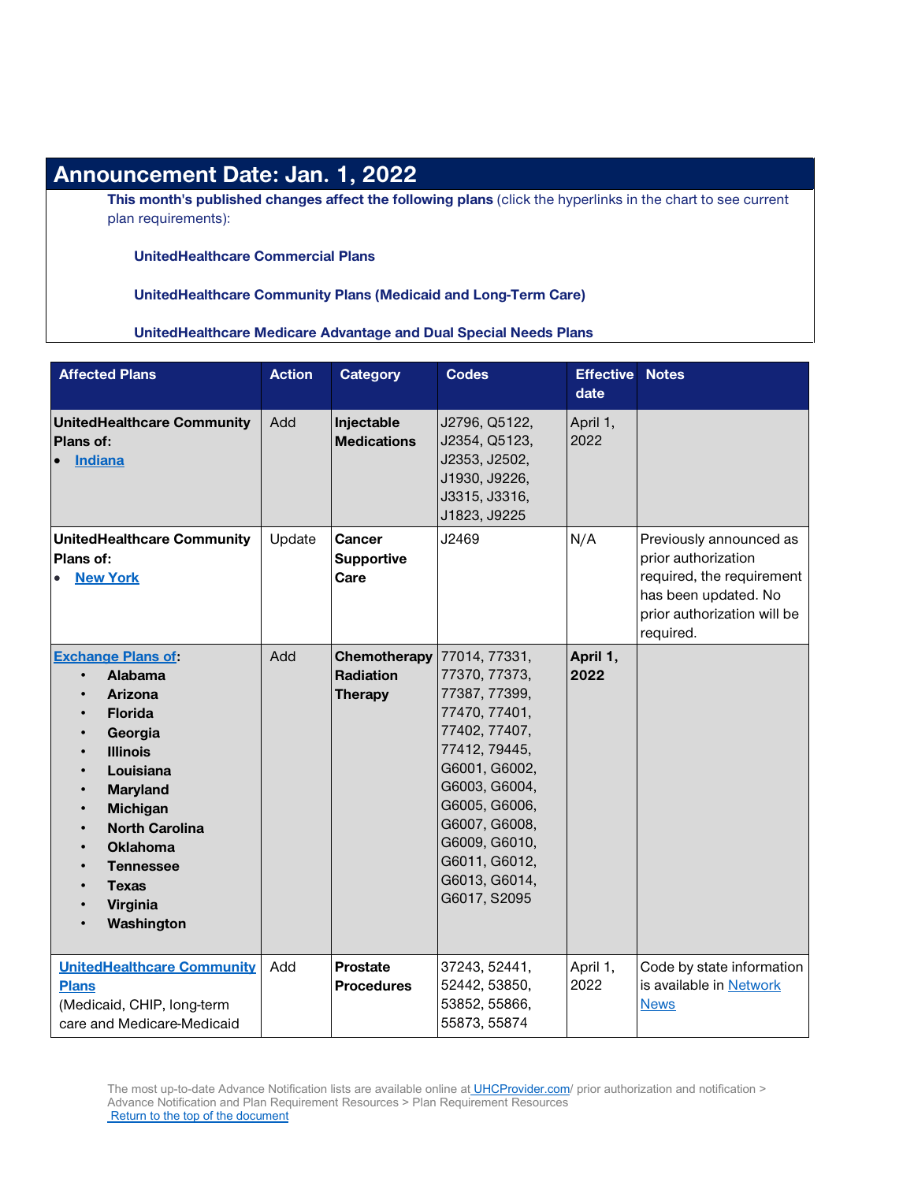## Announcement Date: Jan. 1, 2022

**This month's published changes affect the following plans** (click the hyperlinks in the chart to see current plan requirements):

**UnitedHealthcare Commercial Plans**

**UnitedHealthcare Community Plans (Medicaid and Long-Term Care)**

**UnitedHealthcare Medicare Advantage and Dual Special Needs Plans**

| Affected Plans | Action | Category | Codes | Effective date | Notes |
|---|---|---|---|---|---|
| **UnitedHealthcare Community Plans of:**<br>• **Indiana** | Add | **Injectable Medications** | J2796, Q5122, J2354, Q5123, J2353, J2502, J1930, J9226, J3315, J3316, J1823, J9225 | April 1, 2022 | |
| **UnitedHealthcare Community Plans of:**<br>• **New York** | Update | **Cancer Supportive Care** | J2469 | N/A | Previously announced as prior authorization required, the requirement has been updated. No prior authorization will be required. |
| **Exchange Plans of:**<br>• **Alabama**<br>• **Arizona**<br>• **Florida**<br>• **Georgia**<br>• **Illinois**<br>• **Louisiana**<br>• **Maryland**<br>• **Michigan**<br>• **North Carolina**<br>• **Oklahoma**<br>• **Tennessee**<br>• **Texas**<br>• **Virginia**<br>• **Washington** | Add | **Chemotherapy Radiation Therapy** | 77014, 77331, 77370, 77373, 77387, 77399, 77470, 77401, 77402, 77407, 77412, 79445, G6001, G6002, G6003, G6004, G6005, G6006, G6007, G6008, G6009, G6010, G6011, G6012, G6013, G6014, G6017, S2095 | **April 1, 2022** | |
| **UnitedHealthcare Community Plans** (Medicaid, CHIP, long-term care and Medicare-Medicaid | Add | **Prostate Procedures** | 37243, 52441, 52442, 53850, 53852, 55866, 55873, 55874 | April 1, 2022 | Code by state information is available in Network News |

The most up-to-date Advance Notification lists are available online at UHCProvider.com/ prior authorization and notification > Advance Notification and Plan Requirement Resources > Plan Requirement Resources

Return to the top of the document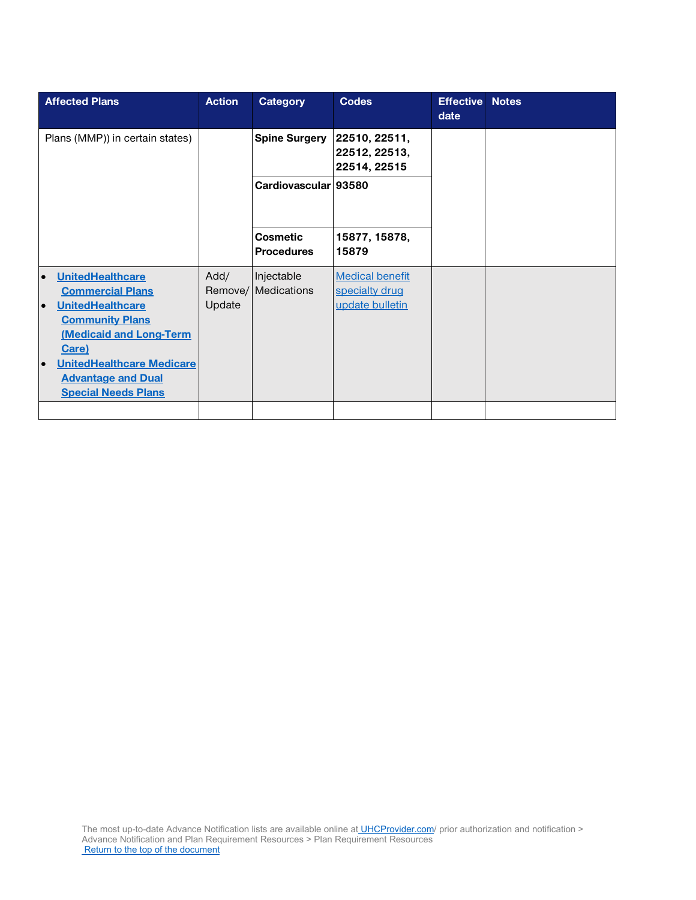| Affected Plans | Action | Category | Codes | Effective date | Notes |
|---|---|---|---|---|---|
| Plans (MMP)) in certain states) | | **Spine Surgery** | **22510, 22511, 22512, 22513, 22514, 22515** | | |
| | | **Cardiovascular** | **93580** | | |
| | | **Cosmetic Procedures** | **15877, 15878, 15879** | | |
| • **UnitedHealthcare Commercial Plans** • **UnitedHealthcare Community Plans (Medicaid and Long-Term Care)** • **UnitedHealthcare Medicare Advantage and Dual Special Needs Plans** | Add/ Remove/ Update | Injectable Medications | Medical benefit specialty drug update bulletin | | |
| | | | | | |

The most up-to-date Advance Notification lists are available online at UHCProvider.com/ prior authorization and notification > Advance Notification and Plan Requirement Resources > Plan Requirement Resources

Return to the top of the document